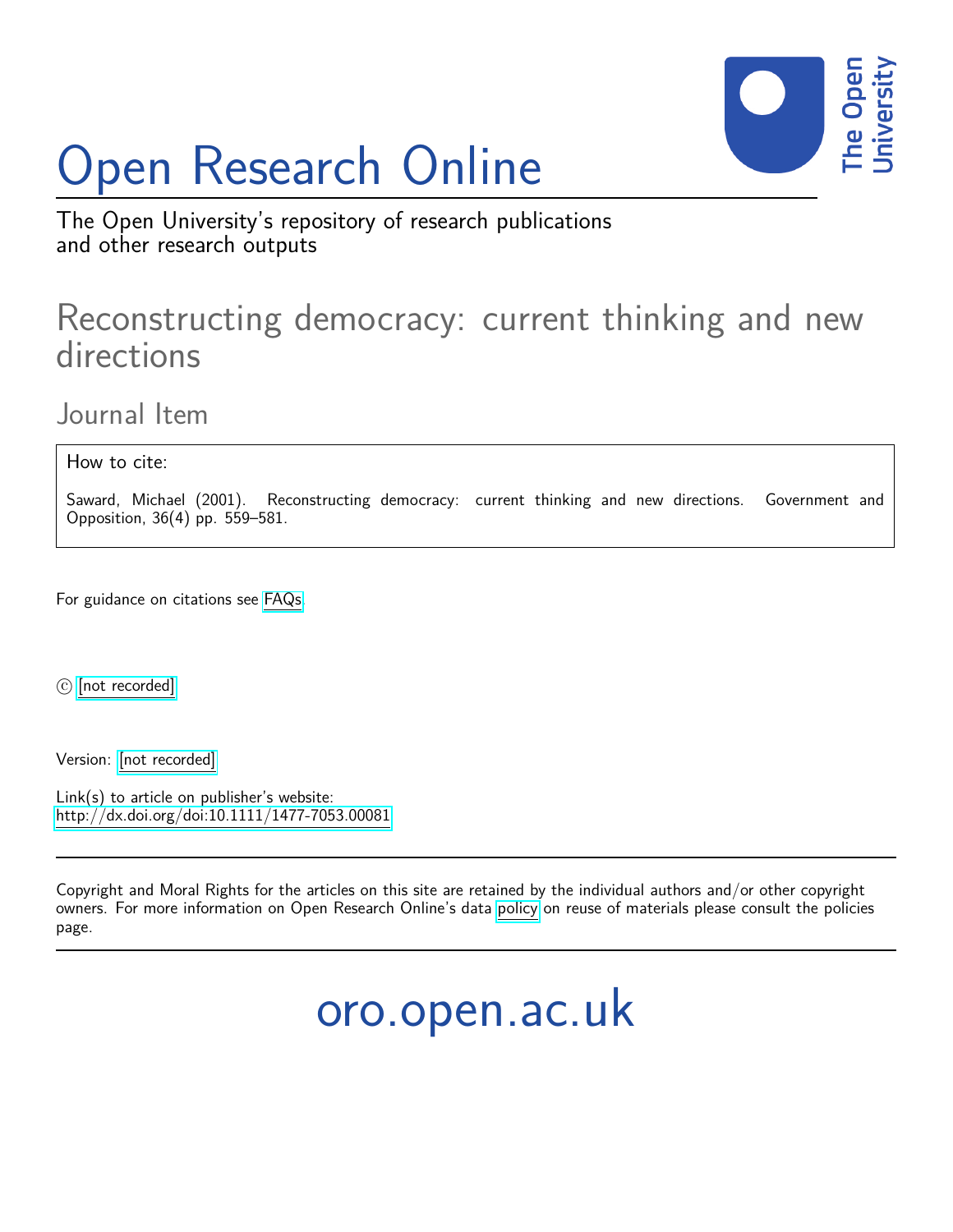# Open Research Online

The Open University's repository of research publications and other research outputs

## Reconstructing democracy: current thinking and new directions

### Journal Item

How to cite:

Saward, Michael (2001). Reconstructing democracy: current thinking and new directions. Government and Opposition, 36(4) pp. 559–581.

For guidance on citations see FAQs.

© [not recorded]

Version: [not recorded]

Link(s) to article on publisher's website:
http://dx.doi.org/doi:10.1111/1477-7053.00081

Copyright and Moral Rights for the articles on this site are retained by the individual authors and/or other copyright owners. For more information on Open Research Online's data policy on reuse of materials please consult the policies page.

oro.open.ac.uk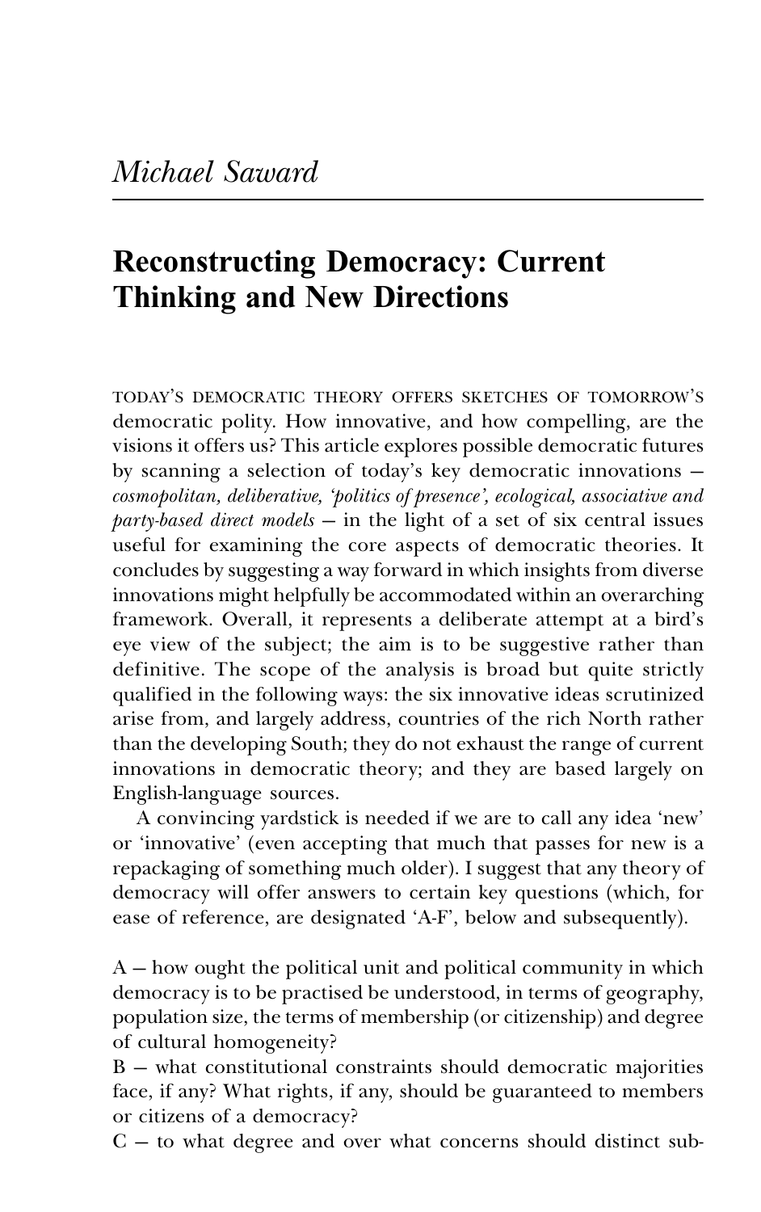*Michael Saward*

# Reconstructing Democracy: Current Thinking and New Directions

TODAY'S DEMOCRATIC THEORY OFFERS SKETCHES OF TOMORROW'S democratic polity. How innovative, and how compelling, are the visions it offers us? This article explores possible democratic futures by scanning a selection of today's key democratic innovations – *cosmopolitan, deliberative, 'politics of presence', ecological, associative and party-based direct models* – in the light of a set of six central issues useful for examining the core aspects of democratic theories. It concludes by suggesting a way forward in which insights from diverse innovations might helpfully be accommodated within an overarching framework. Overall, it represents a deliberate attempt at a bird's eye view of the subject; the aim is to be suggestive rather than definitive. The scope of the analysis is broad but quite strictly qualified in the following ways: the six innovative ideas scrutinized arise from, and largely address, countries of the rich North rather than the developing South; they do not exhaust the range of current innovations in democratic theory; and they are based largely on English-language sources.

A convincing yardstick is needed if we are to call any idea 'new' or 'innovative' (even accepting that much that passes for new is a repackaging of something much older). I suggest that any theory of democracy will offer answers to certain key questions (which, for ease of reference, are designated 'A-F', below and subsequently).

A – how ought the political unit and political community in which democracy is to be practised be understood, in terms of geography, population size, the terms of membership (or citizenship) and degree of cultural homogeneity?
B – what constitutional constraints should democratic majorities face, if any? What rights, if any, should be guaranteed to members or citizens of a democracy?
C – to what degree and over what concerns should distinct sub-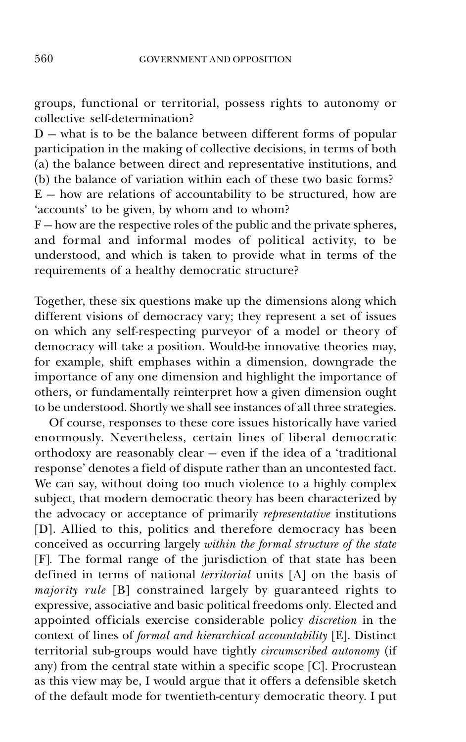groups, functional or territorial, possess rights to autonomy or collective self-determination?

D – what is to be the balance between different forms of popular participation in the making of collective decisions, in terms of both (a) the balance between direct and representative institutions, and (b) the balance of variation within each of these two basic forms?

E – how are relations of accountability to be structured, how are 'accounts' to be given, by whom and to whom?

F – how are the respective roles of the public and the private spheres, and formal and informal modes of political activity, to be understood, and which is taken to provide what in terms of the requirements of a healthy democratic structure?

Together, these six questions make up the dimensions along which different visions of democracy vary; they represent a set of issues on which any self-respecting purveyor of a model or theory of democracy will take a position. Would-be innovative theories may, for example, shift emphases within a dimension, downgrade the importance of any one dimension and highlight the importance of others, or fundamentally reinterpret how a given dimension ought to be understood. Shortly we shall see instances of all three strategies.

Of course, responses to these core issues historically have varied enormously. Nevertheless, certain lines of liberal democratic orthodoxy are reasonably clear – even if the idea of a 'traditional response' denotes a field of dispute rather than an uncontested fact. We can say, without doing too much violence to a highly complex subject, that modern democratic theory has been characterized by the advocacy or acceptance of primarily *representative* institutions [D]. Allied to this, politics and therefore democracy has been conceived as occurring largely *within the formal structure of the state* [F]. The formal range of the jurisdiction of that state has been defined in terms of national *territorial* units [A] on the basis of *majority rule* [B] constrained largely by guaranteed rights to expressive, associative and basic political freedoms only. Elected and appointed officials exercise considerable policy *discretion* in the context of lines of *formal and hierarchical accountability* [E]. Distinct territorial sub-groups would have tightly *circumscribed autonomy* (if any) from the central state within a specific scope [C]. Procrustean as this view may be, I would argue that it offers a defensible sketch of the default mode for twentieth-century democratic theory. I put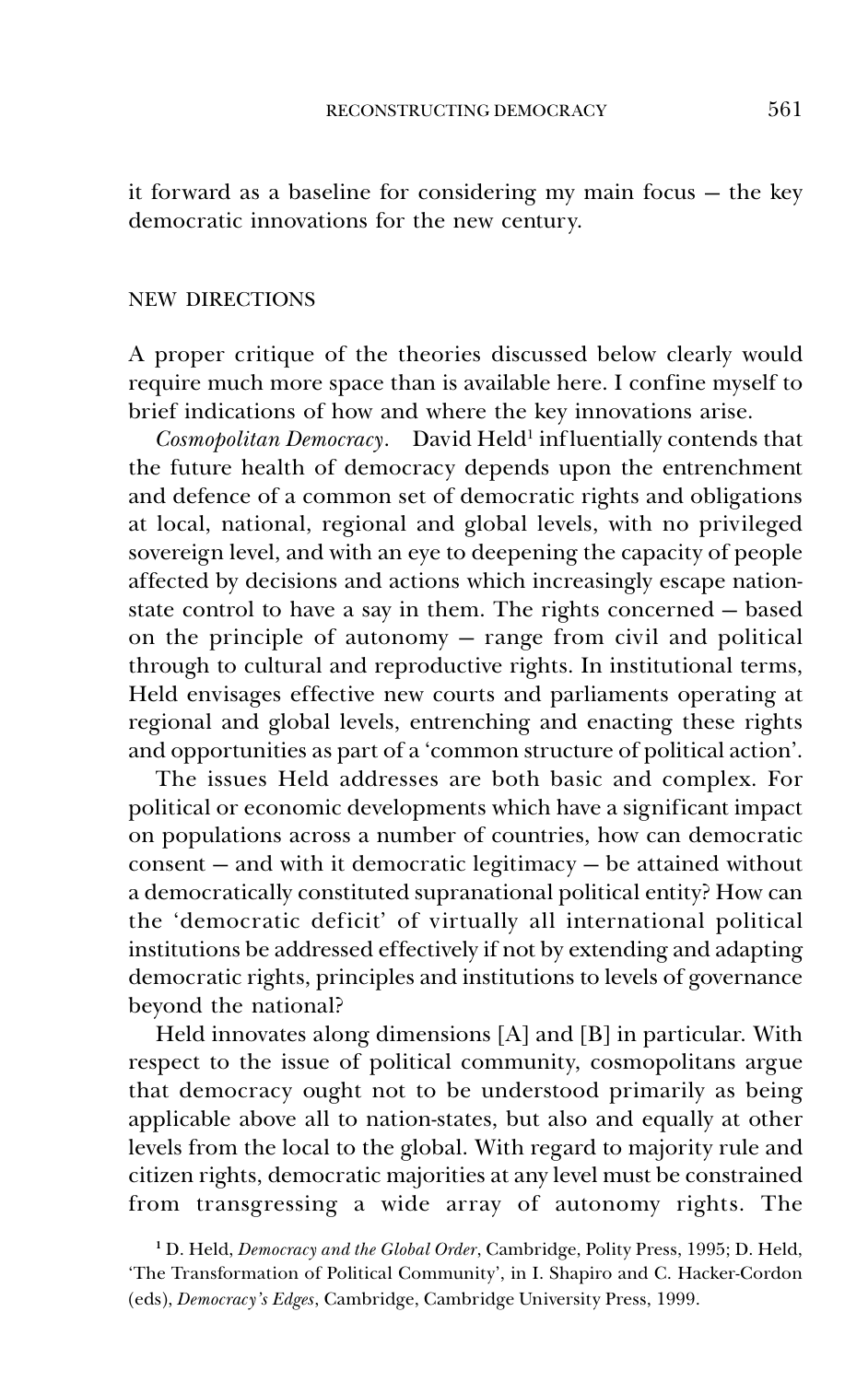it forward as a baseline for considering my main focus — the key democratic innovations for the new century.

## NEW DIRECTIONS

A proper critique of the theories discussed below clearly would require much more space than is available here. I confine myself to brief indications of how and where the key innovations arise.

*Cosmopolitan Democracy*. David Held[1] influentially contends that the future health of democracy depends upon the entrenchment and defence of a common set of democratic rights and obligations at local, national, regional and global levels, with no privileged sovereign level, and with an eye to deepening the capacity of people affected by decisions and actions which increasingly escape nation-state control to have a say in them. The rights concerned — based on the principle of autonomy — range from civil and political through to cultural and reproductive rights. In institutional terms, Held envisages effective new courts and parliaments operating at regional and global levels, entrenching and enacting these rights and opportunities as part of a 'common structure of political action'.

The issues Held addresses are both basic and complex. For political or economic developments which have a significant impact on populations across a number of countries, how can democratic consent — and with it democratic legitimacy — be attained without a democratically constituted supranational political entity? How can the 'democratic deficit' of virtually all international political institutions be addressed effectively if not by extending and adapting democratic rights, principles and institutions to levels of governance beyond the national?

Held innovates along dimensions [A] and [B] in particular. With respect to the issue of political community, cosmopolitans argue that democracy ought not to be understood primarily as being applicable above all to nation-states, but also and equally at other levels from the local to the global. With regard to majority rule and citizen rights, democratic majorities at any level must be constrained from transgressing a wide array of autonomy rights. The

[1] D. Held, *Democracy and the Global Order*, Cambridge, Polity Press, 1995; D. Held, 'The Transformation of Political Community', in I. Shapiro and C. Hacker-Cordon (eds), *Democracy's Edges*, Cambridge, Cambridge University Press, 1999.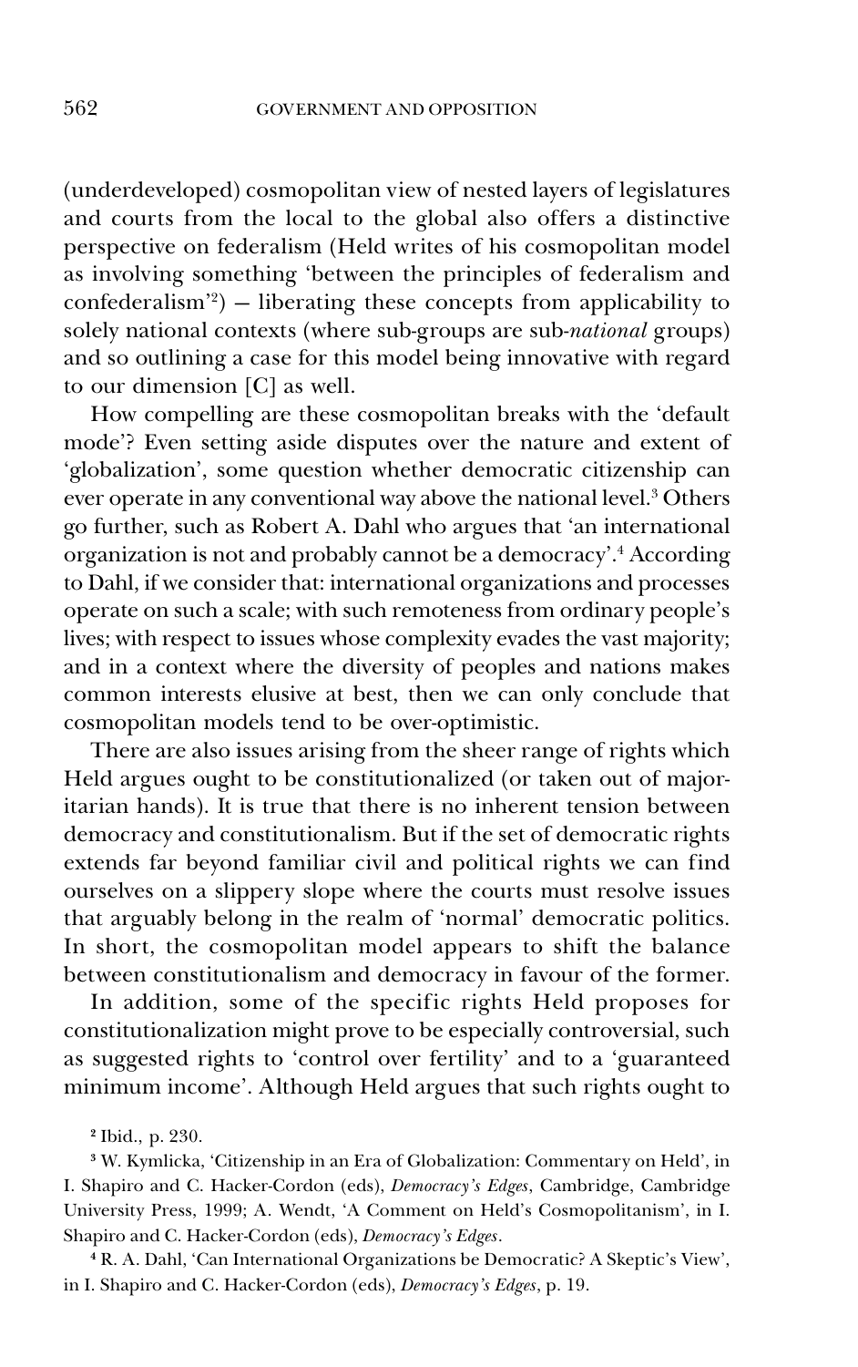(underdeveloped) cosmopolitan view of nested layers of legislatures and courts from the local to the global also offers a distinctive perspective on federalism (Held writes of his cosmopolitan model as involving something 'between the principles of federalism and confederalism'[2]) – liberating these concepts from applicability to solely national contexts (where sub-groups are sub-*national* groups) and so outlining a case for this model being innovative with regard to our dimension [C] as well.

How compelling are these cosmopolitan breaks with the 'default mode'? Even setting aside disputes over the nature and extent of 'globalization', some question whether democratic citizenship can ever operate in any conventional way above the national level.[3] Others go further, such as Robert A. Dahl who argues that 'an international organization is not and probably cannot be a democracy'.[4] According to Dahl, if we consider that: international organizations and processes operate on such a scale; with such remoteness from ordinary people's lives; with respect to issues whose complexity evades the vast majority; and in a context where the diversity of peoples and nations makes common interests elusive at best, then we can only conclude that cosmopolitan models tend to be over-optimistic.

There are also issues arising from the sheer range of rights which Held argues ought to be constitutionalized (or taken out of majoritarian hands). It is true that there is no inherent tension between democracy and constitutionalism. But if the set of democratic rights extends far beyond familiar civil and political rights we can find ourselves on a slippery slope where the courts must resolve issues that arguably belong in the realm of 'normal' democratic politics. In short, the cosmopolitan model appears to shift the balance between constitutionalism and democracy in favour of the former.

In addition, some of the specific rights Held proposes for constitutionalization might prove to be especially controversial, such as suggested rights to 'control over fertility' and to a 'guaranteed minimum income'. Although Held argues that such rights ought to

[2] Ibid., p. 230.

[3] W. Kymlicka, 'Citizenship in an Era of Globalization: Commentary on Held', in I. Shapiro and C. Hacker-Cordon (eds), *Democracy's Edges*, Cambridge, Cambridge University Press, 1999; A. Wendt, 'A Comment on Held's Cosmopolitanism', in I. Shapiro and C. Hacker-Cordon (eds), *Democracy's Edges*.

[4] R. A. Dahl, 'Can International Organizations be Democratic? A Skeptic's View', in I. Shapiro and C. Hacker-Cordon (eds), *Democracy's Edges*, p. 19.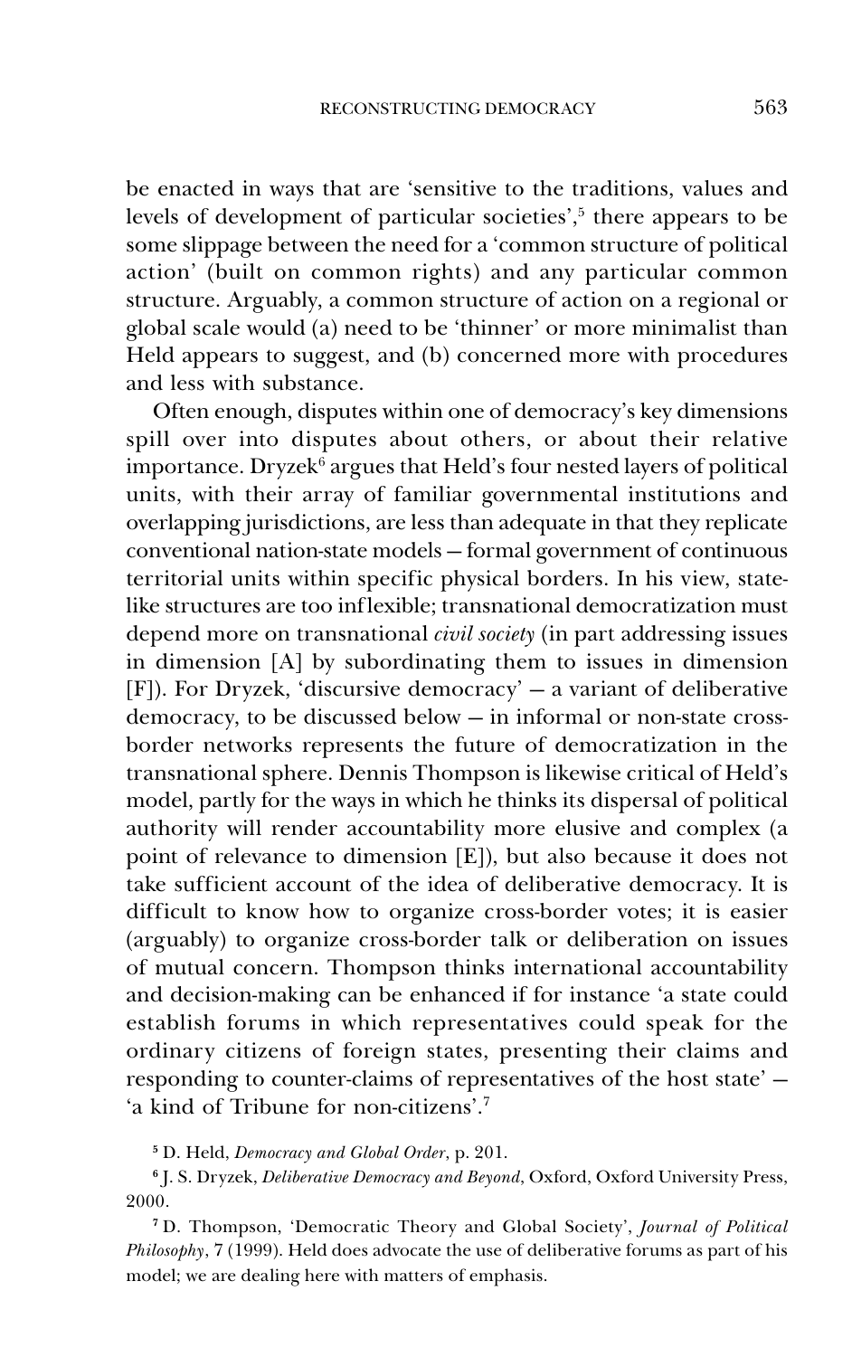be enacted in ways that are 'sensitive to the traditions, values and levels of development of particular societies',[5] there appears to be some slippage between the need for a 'common structure of political action' (built on common rights) and any particular common structure. Arguably, a common structure of action on a regional or global scale would (a) need to be 'thinner' or more minimalist than Held appears to suggest, and (b) concerned more with procedures and less with substance.

Often enough, disputes within one of democracy's key dimensions spill over into disputes about others, or about their relative importance. Dryzek[6] argues that Held's four nested layers of political units, with their array of familiar governmental institutions and overlapping jurisdictions, are less than adequate in that they replicate conventional nation-state models — formal government of continuous territorial units within specific physical borders. In his view, state-like structures are too inflexible; transnational democratization must depend more on transnational *civil society* (in part addressing issues in dimension [A] by subordinating them to issues in dimension [F]). For Dryzek, 'discursive democracy' — a variant of deliberative democracy, to be discussed below — in informal or non-state cross-border networks represents the future of democratization in the transnational sphere. Dennis Thompson is likewise critical of Held's model, partly for the ways in which he thinks its dispersal of political authority will render accountability more elusive and complex (a point of relevance to dimension [E]), but also because it does not take sufficient account of the idea of deliberative democracy. It is difficult to know how to organize cross-border votes; it is easier (arguably) to organize cross-border talk or deliberation on issues of mutual concern. Thompson thinks international accountability and decision-making can be enhanced if for instance 'a state could establish forums in which representatives could speak for the ordinary citizens of foreign states, presenting their claims and responding to counter-claims of representatives of the host state' — 'a kind of Tribune for non-citizens'.[7]

[5] D. Held, *Democracy and Global Order*, p. 201.

[6] J. S. Dryzek, *Deliberative Democracy and Beyond*, Oxford, Oxford University Press, 2000.

[7] D. Thompson, 'Democratic Theory and Global Society', *Journal of Political Philosophy*, 7 (1999). Held does advocate the use of deliberative forums as part of his model; we are dealing here with matters of emphasis.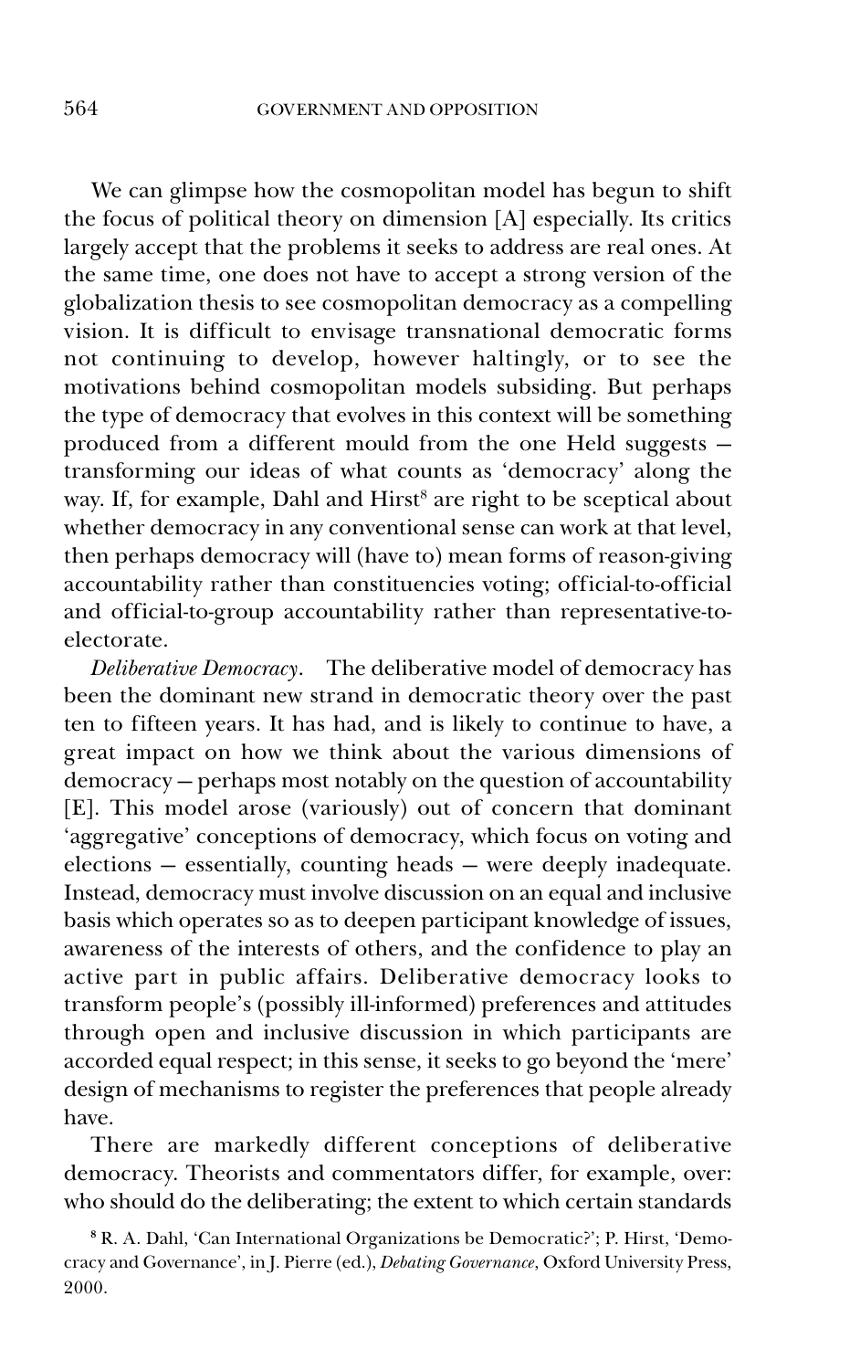We can glimpse how the cosmopolitan model has begun to shift the focus of political theory on dimension [A] especially. Its critics largely accept that the problems it seeks to address are real ones. At the same time, one does not have to accept a strong version of the globalization thesis to see cosmopolitan democracy as a compelling vision. It is difficult to envisage transnational democratic forms not continuing to develop, however haltingly, or to see the motivations behind cosmopolitan models subsiding. But perhaps the type of democracy that evolves in this context will be something produced from a different mould from the one Held suggests — transforming our ideas of what counts as 'democracy' along the way. If, for example, Dahl and Hirst[8] are right to be sceptical about whether democracy in any conventional sense can work at that level, then perhaps democracy will (have to) mean forms of reason-giving accountability rather than constituencies voting; official-to-official and official-to-group accountability rather than representative-to-electorate.

*Deliberative Democracy*. The deliberative model of democracy has been the dominant new strand in democratic theory over the past ten to fifteen years. It has had, and is likely to continue to have, a great impact on how we think about the various dimensions of democracy — perhaps most notably on the question of accountability [E]. This model arose (variously) out of concern that dominant 'aggregative' conceptions of democracy, which focus on voting and elections — essentially, counting heads — were deeply inadequate. Instead, democracy must involve discussion on an equal and inclusive basis which operates so as to deepen participant knowledge of issues, awareness of the interests of others, and the confidence to play an active part in public affairs. Deliberative democracy looks to transform people's (possibly ill-informed) preferences and attitudes through open and inclusive discussion in which participants are accorded equal respect; in this sense, it seeks to go beyond the 'mere' design of mechanisms to register the preferences that people already have.

There are markedly different conceptions of deliberative democracy. Theorists and commentators differ, for example, over: who should do the deliberating; the extent to which certain standards

[8] R. A. Dahl, 'Can International Organizations be Democratic?'; P. Hirst, 'Democracy and Governance', in J. Pierre (ed.), *Debating Governance*, Oxford University Press, 2000.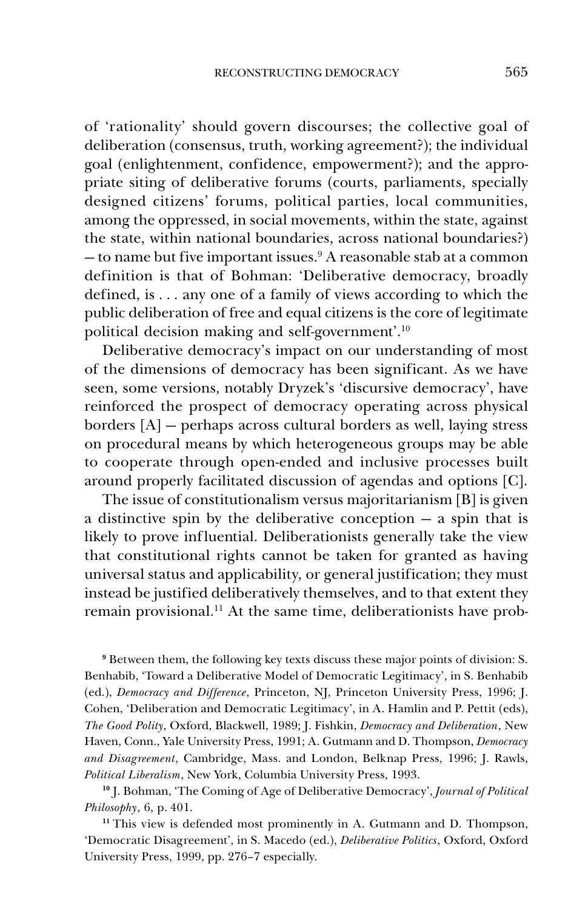of 'rationality' should govern discourses; the collective goal of deliberation (consensus, truth, working agreement?); the individual goal (enlightenment, confidence, empowerment?); and the appropriate siting of deliberative forums (courts, parliaments, specially designed citizens' forums, political parties, local communities, among the oppressed, in social movements, within the state, against the state, within national boundaries, across national boundaries?) – to name but five important issues.[9] A reasonable stab at a common definition is that of Bohman: 'Deliberative democracy, broadly defined, is . . . any one of a family of views according to which the public deliberation of free and equal citizens is the core of legitimate political decision making and self-government'.[10]

Deliberative democracy's impact on our understanding of most of the dimensions of democracy has been significant. As we have seen, some versions, notably Dryzek's 'discursive democracy', have reinforced the prospect of democracy operating across physical borders [A] – perhaps across cultural borders as well, laying stress on procedural means by which heterogeneous groups may be able to cooperate through open-ended and inclusive processes built around properly facilitated discussion of agendas and options [C].

The issue of constitutionalism versus majoritarianism [B] is given a distinctive spin by the deliberative conception – a spin that is likely to prove influential. Deliberationists generally take the view that constitutional rights cannot be taken for granted as having universal status and applicability, or general justification; they must instead be justified deliberatively themselves, and to that extent they remain provisional.[11] At the same time, deliberationists have prob-

[9] Between them, the following key texts discuss these major points of division: S. Benhabib, 'Toward a Deliberative Model of Democratic Legitimacy', in S. Benhabib (ed.), *Democracy and Difference*, Princeton, NJ, Princeton University Press, 1996; J. Cohen, 'Deliberation and Democratic Legitimacy', in A. Hamlin and P. Pettit (eds), *The Good Polity*, Oxford, Blackwell, 1989; J. Fishkin, *Democracy and Deliberation*, New Haven, Conn., Yale University Press, 1991; A. Gutmann and D. Thompson, *Democracy and Disagreement*, Cambridge, Mass. and London, Belknap Press, 1996; J. Rawls, *Political Liberalism*, New York, Columbia University Press, 1993.

[10] J. Bohman, 'The Coming of Age of Deliberative Democracy', *Journal of Political Philosophy*, 6, p. 401.

[11] This view is defended most prominently in A. Gutmann and D. Thompson, 'Democratic Disagreement', in S. Macedo (ed.), *Deliberative Politics*, Oxford, Oxford University Press, 1999, pp. 276–7 especially.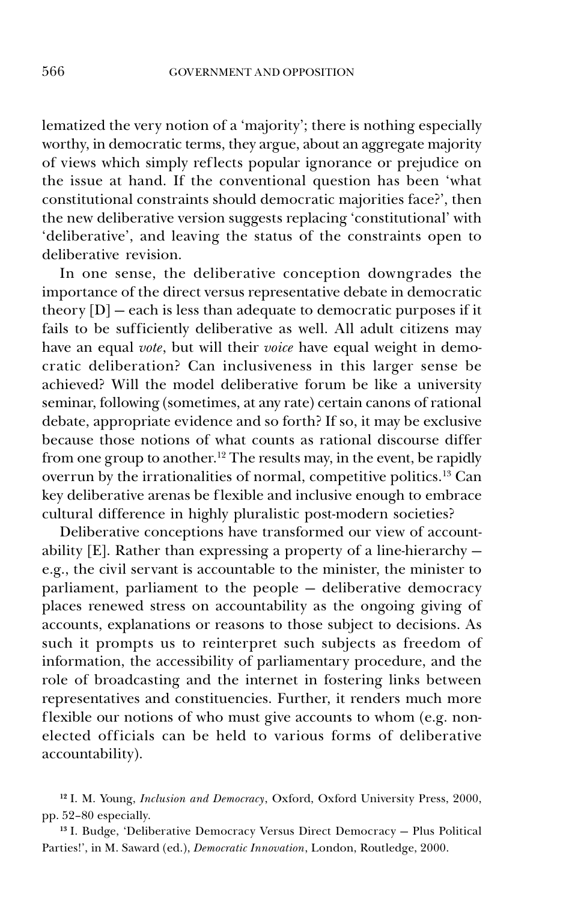lematized the very notion of a 'majority'; there is nothing especially worthy, in democratic terms, they argue, about an aggregate majority of views which simply reflects popular ignorance or prejudice on the issue at hand. If the conventional question has been 'what constitutional constraints should democratic majorities face?', then the new deliberative version suggests replacing 'constitutional' with 'deliberative', and leaving the status of the constraints open to deliberative revision.

In one sense, the deliberative conception downgrades the importance of the direct versus representative debate in democratic theory [D] – each is less than adequate to democratic purposes if it fails to be sufficiently deliberative as well. All adult citizens may have an equal *vote*, but will their *voice* have equal weight in democratic deliberation? Can inclusiveness in this larger sense be achieved? Will the model deliberative forum be like a university seminar, following (sometimes, at any rate) certain canons of rational debate, appropriate evidence and so forth? If so, it may be exclusive because those notions of what counts as rational discourse differ from one group to another.[12] The results may, in the event, be rapidly overrun by the irrationalities of normal, competitive politics.[13] Can key deliberative arenas be flexible and inclusive enough to embrace cultural difference in highly pluralistic post-modern societies?

Deliberative conceptions have transformed our view of accountability [E]. Rather than expressing a property of a line-hierarchy – e.g., the civil servant is accountable to the minister, the minister to parliament, parliament to the people – deliberative democracy places renewed stress on accountability as the ongoing giving of accounts, explanations or reasons to those subject to decisions. As such it prompts us to reinterpret such subjects as freedom of information, the accessibility of parliamentary procedure, and the role of broadcasting and the internet in fostering links between representatives and constituencies. Further, it renders much more flexible our notions of who must give accounts to whom (e.g. non-elected officials can be held to various forms of deliberative accountability).

[12] I. M. Young, *Inclusion and Democracy*, Oxford, Oxford University Press, 2000, pp. 52–80 especially.

[13] I. Budge, 'Deliberative Democracy Versus Direct Democracy – Plus Political Parties!', in M. Saward (ed.), *Democratic Innovation*, London, Routledge, 2000.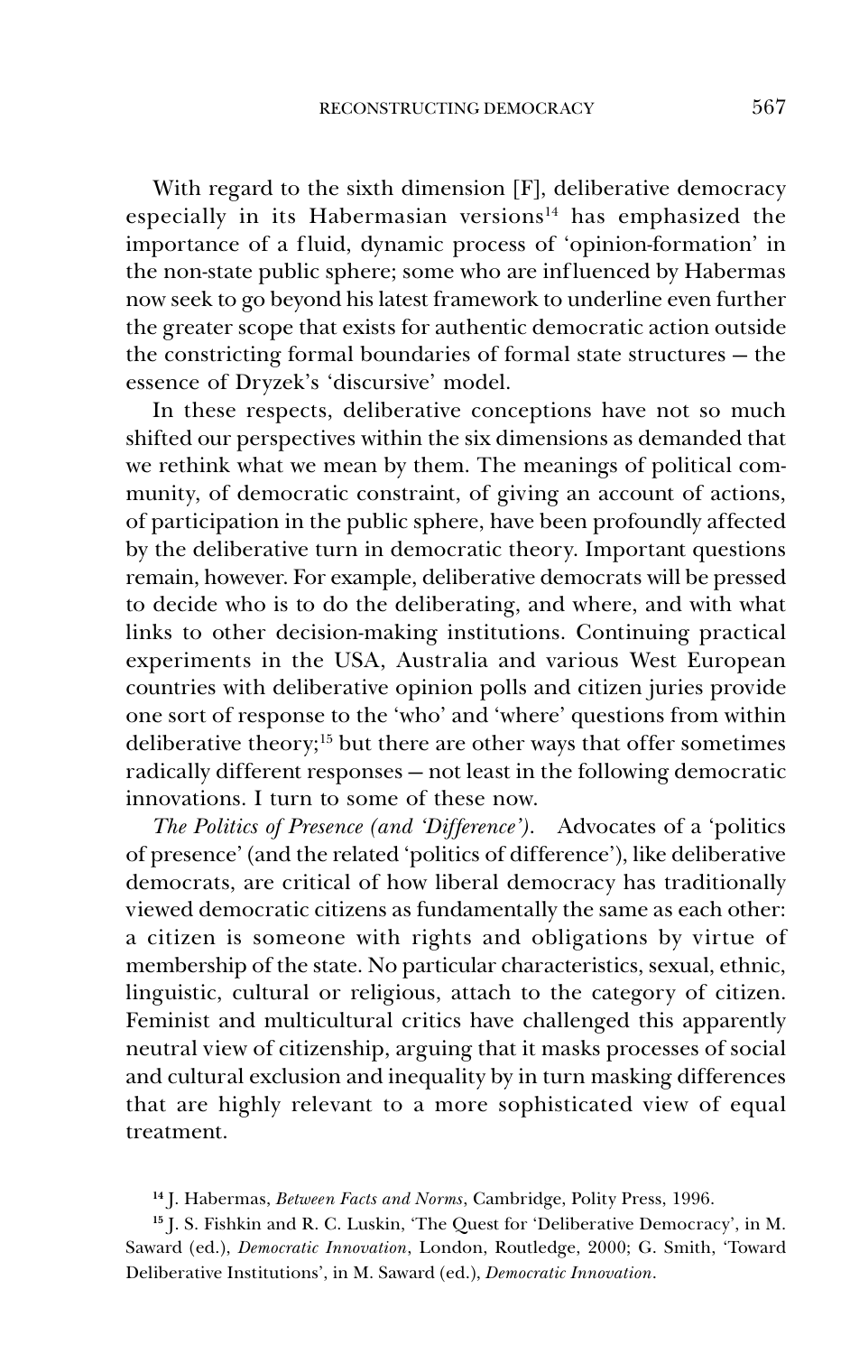With regard to the sixth dimension [F], deliberative democracy especially in its Habermasian versions[14] has emphasized the importance of a fluid, dynamic process of 'opinion-formation' in the non-state public sphere; some who are influenced by Habermas now seek to go beyond his latest framework to underline even further the greater scope that exists for authentic democratic action outside the constricting formal boundaries of formal state structures — the essence of Dryzek's 'discursive' model.

In these respects, deliberative conceptions have not so much shifted our perspectives within the six dimensions as demanded that we rethink what we mean by them. The meanings of political community, of democratic constraint, of giving an account of actions, of participation in the public sphere, have been profoundly affected by the deliberative turn in democratic theory. Important questions remain, however. For example, deliberative democrats will be pressed to decide who is to do the deliberating, and where, and with what links to other decision-making institutions. Continuing practical experiments in the USA, Australia and various West European countries with deliberative opinion polls and citizen juries provide one sort of response to the 'who' and 'where' questions from within deliberative theory;[15] but there are other ways that offer sometimes radically different responses — not least in the following democratic innovations. I turn to some of these now.

*The Politics of Presence (and 'Difference').* Advocates of a 'politics of presence' (and the related 'politics of difference'), like deliberative democrats, are critical of how liberal democracy has traditionally viewed democratic citizens as fundamentally the same as each other: a citizen is someone with rights and obligations by virtue of membership of the state. No particular characteristics, sexual, ethnic, linguistic, cultural or religious, attach to the category of citizen. Feminist and multicultural critics have challenged this apparently neutral view of citizenship, arguing that it masks processes of social and cultural exclusion and inequality by in turn masking differences that are highly relevant to a more sophisticated view of equal treatment.

[14] J. Habermas, *Between Facts and Norms*, Cambridge, Polity Press, 1996.

[15] J. S. Fishkin and R. C. Luskin, 'The Quest for 'Deliberative Democracy', in M. Saward (ed.), *Democratic Innovation*, London, Routledge, 2000; G. Smith, 'Toward Deliberative Institutions', in M. Saward (ed.), *Democratic Innovation*.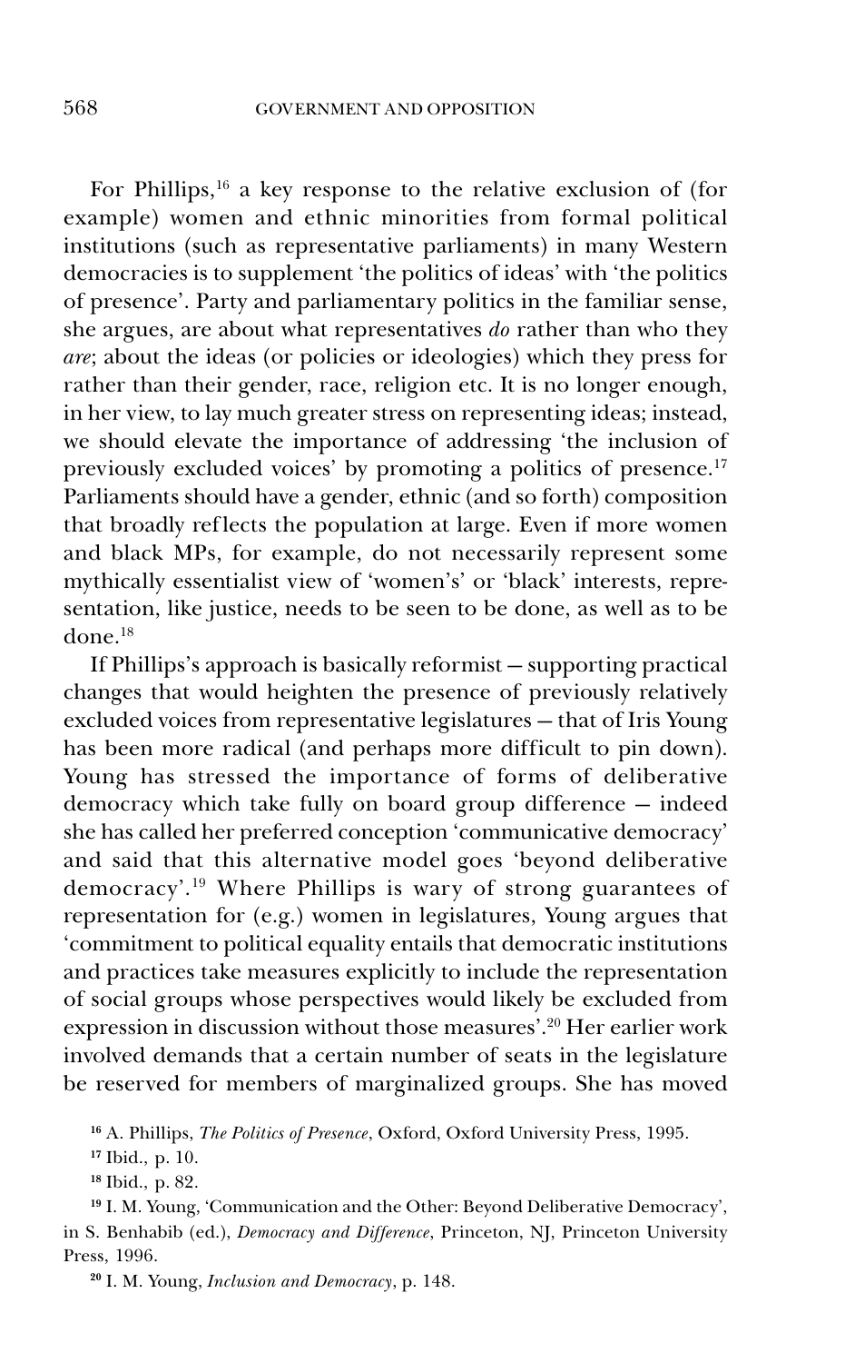For Phillips,[16] a key response to the relative exclusion of (for example) women and ethnic minorities from formal political institutions (such as representative parliaments) in many Western democracies is to supplement 'the politics of ideas' with 'the politics of presence'. Party and parliamentary politics in the familiar sense, she argues, are about what representatives *do* rather than who they *are*; about the ideas (or policies or ideologies) which they press for rather than their gender, race, religion etc. It is no longer enough, in her view, to lay much greater stress on representing ideas; instead, we should elevate the importance of addressing 'the inclusion of previously excluded voices' by promoting a politics of presence.[17] Parliaments should have a gender, ethnic (and so forth) composition that broadly reflects the population at large. Even if more women and black MPs, for example, do not necessarily represent some mythically essentialist view of 'women's' or 'black' interests, representation, like justice, needs to be seen to be done, as well as to be done.[18]

If Phillips's approach is basically reformist – supporting practical changes that would heighten the presence of previously relatively excluded voices from representative legislatures – that of Iris Young has been more radical (and perhaps more difficult to pin down). Young has stressed the importance of forms of deliberative democracy which take fully on board group difference – indeed she has called her preferred conception 'communicative democracy' and said that this alternative model goes 'beyond deliberative democracy'.[19] Where Phillips is wary of strong guarantees of representation for (e.g.) women in legislatures, Young argues that 'commitment to political equality entails that democratic institutions and practices take measures explicitly to include the representation of social groups whose perspectives would likely be excluded from expression in discussion without those measures'.[20] Her earlier work involved demands that a certain number of seats in the legislature be reserved for members of marginalized groups. She has moved

[16] A. Phillips, *The Politics of Presence*, Oxford, Oxford University Press, 1995.

[17] Ibid., p. 10.

[18] Ibid., p. 82.

[19] I. M. Young, 'Communication and the Other: Beyond Deliberative Democracy', in S. Benhabib (ed.), *Democracy and Difference*, Princeton, NJ, Princeton University Press, 1996.

[20] I. M. Young, *Inclusion and Democracy*, p. 148.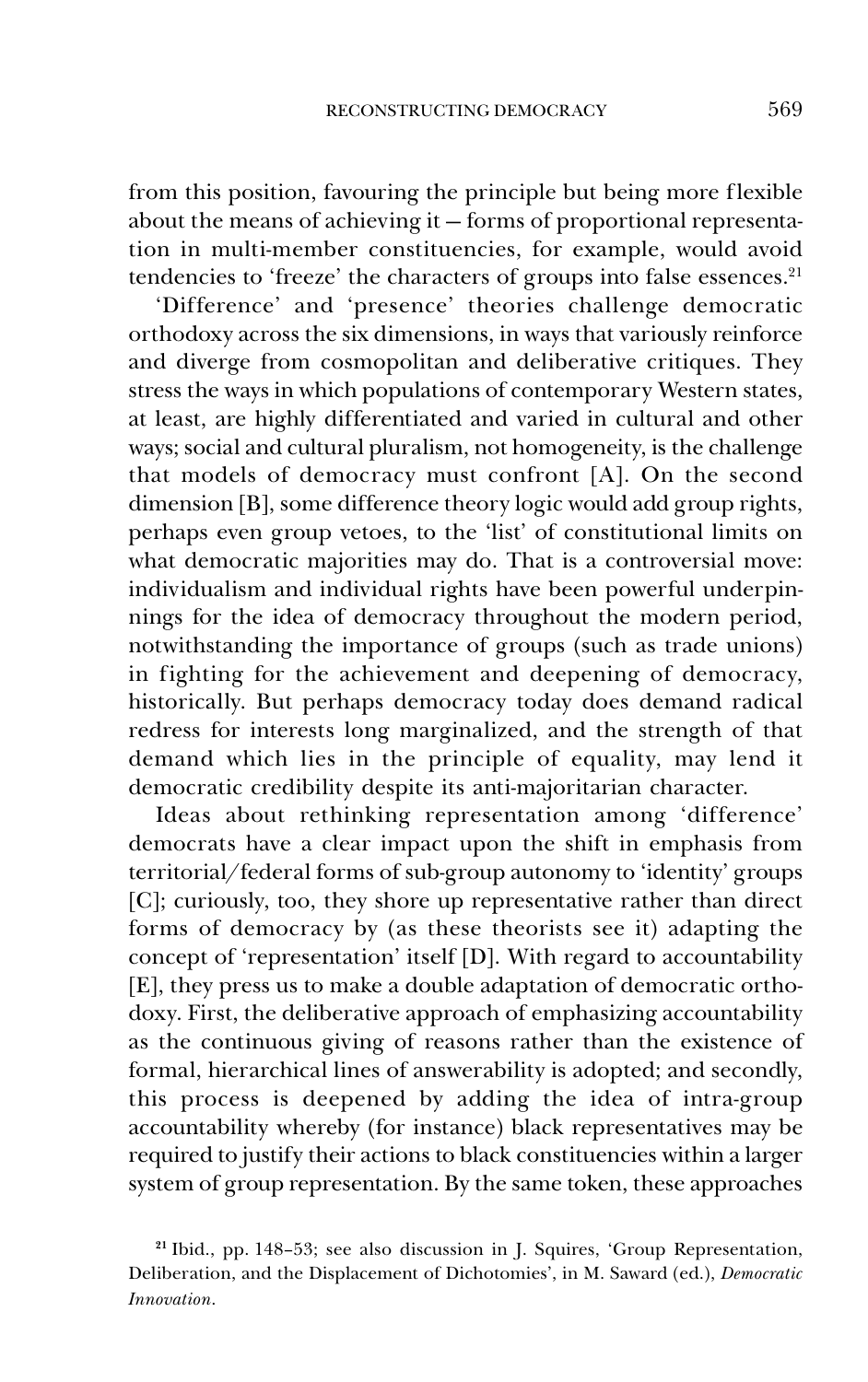from this position, favouring the principle but being more flexible about the means of achieving it – forms of proportional representation in multi-member constituencies, for example, would avoid tendencies to 'freeze' the characters of groups into false essences.[21]

'Difference' and 'presence' theories challenge democratic orthodoxy across the six dimensions, in ways that variously reinforce and diverge from cosmopolitan and deliberative critiques. They stress the ways in which populations of contemporary Western states, at least, are highly differentiated and varied in cultural and other ways; social and cultural pluralism, not homogeneity, is the challenge that models of democracy must confront [A]. On the second dimension [B], some difference theory logic would add group rights, perhaps even group vetoes, to the 'list' of constitutional limits on what democratic majorities may do. That is a controversial move: individualism and individual rights have been powerful underpinnings for the idea of democracy throughout the modern period, notwithstanding the importance of groups (such as trade unions) in fighting for the achievement and deepening of democracy, historically. But perhaps democracy today does demand radical redress for interests long marginalized, and the strength of that demand which lies in the principle of equality, may lend it democratic credibility despite its anti-majoritarian character.

Ideas about rethinking representation among 'difference' democrats have a clear impact upon the shift in emphasis from territorial/federal forms of sub-group autonomy to 'identity' groups [C]; curiously, too, they shore up representative rather than direct forms of democracy by (as these theorists see it) adapting the concept of 'representation' itself [D]. With regard to accountability [E], they press us to make a double adaptation of democratic orthodoxy. First, the deliberative approach of emphasizing accountability as the continuous giving of reasons rather than the existence of formal, hierarchical lines of answerability is adopted; and secondly, this process is deepened by adding the idea of intra-group accountability whereby (for instance) black representatives may be required to justify their actions to black constituencies within a larger system of group representation. By the same token, these approaches

[21] Ibid., pp. 148–53; see also discussion in J. Squires, 'Group Representation, Deliberation, and the Displacement of Dichotomies', in M. Saward (ed.), *Democratic Innovation*.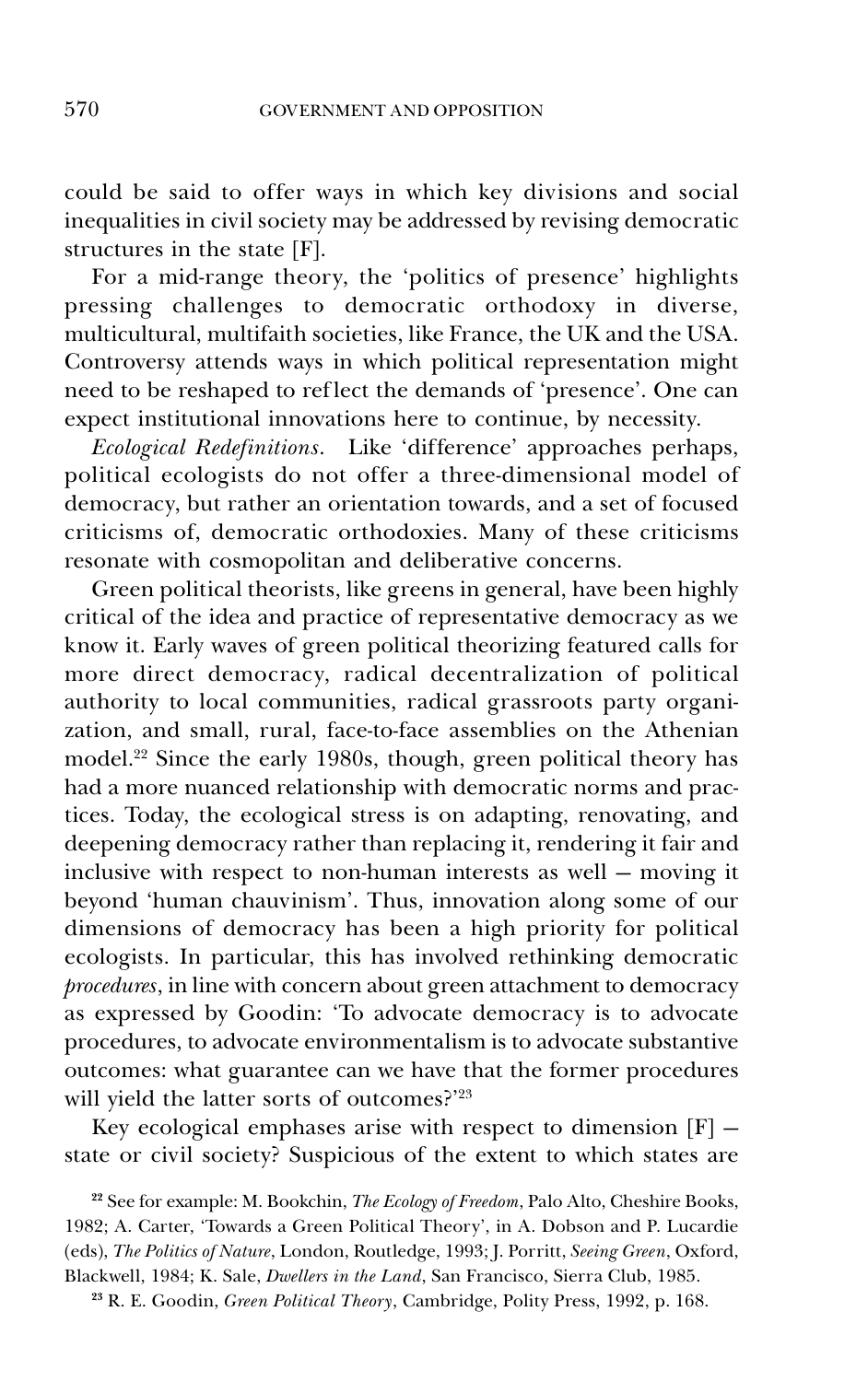could be said to offer ways in which key divisions and social inequalities in civil society may be addressed by revising democratic structures in the state [F].

For a mid-range theory, the 'politics of presence' highlights pressing challenges to democratic orthodoxy in diverse, multicultural, multifaith societies, like France, the UK and the USA. Controversy attends ways in which political representation might need to be reshaped to reflect the demands of 'presence'. One can expect institutional innovations here to continue, by necessity.

*Ecological Redefinitions*. Like 'difference' approaches perhaps, political ecologists do not offer a three-dimensional model of democracy, but rather an orientation towards, and a set of focused criticisms of, democratic orthodoxies. Many of these criticisms resonate with cosmopolitan and deliberative concerns.

Green political theorists, like greens in general, have been highly critical of the idea and practice of representative democracy as we know it. Early waves of green political theorizing featured calls for more direct democracy, radical decentralization of political authority to local communities, radical grassroots party organization, and small, rural, face-to-face assemblies on the Athenian model.[22] Since the early 1980s, though, green political theory has had a more nuanced relationship with democratic norms and practices. Today, the ecological stress is on adapting, renovating, and deepening democracy rather than replacing it, rendering it fair and inclusive with respect to non-human interests as well – moving it beyond 'human chauvinism'. Thus, innovation along some of our dimensions of democracy has been a high priority for political ecologists. In particular, this has involved rethinking democratic *procedures*, in line with concern about green attachment to democracy as expressed by Goodin: 'To advocate democracy is to advocate procedures, to advocate environmentalism is to advocate substantive outcomes: what guarantee can we have that the former procedures will yield the latter sorts of outcomes?'[23]

Key ecological emphases arise with respect to dimension [F] – state or civil society? Suspicious of the extent to which states are

[22] See for example: M. Bookchin, *The Ecology of Freedom*, Palo Alto, Cheshire Books, 1982; A. Carter, 'Towards a Green Political Theory', in A. Dobson and P. Lucardie (eds), *The Politics of Nature*, London, Routledge, 1993; J. Porritt, *Seeing Green*, Oxford, Blackwell, 1984; K. Sale, *Dwellers in the Land*, San Francisco, Sierra Club, 1985.

[23] R. E. Goodin, *Green Political Theory*, Cambridge, Polity Press, 1992, p. 168.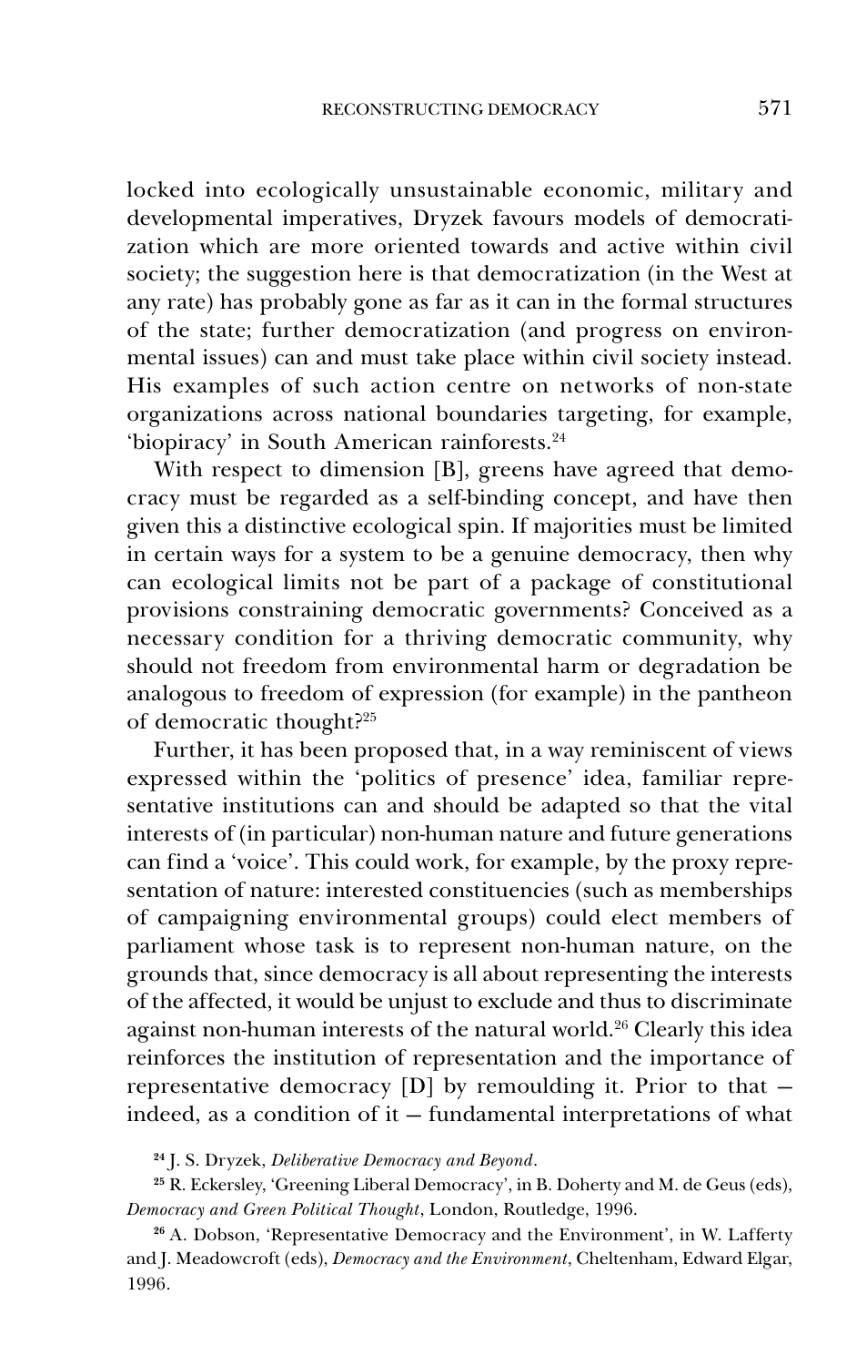locked into ecologically unsustainable economic, military and developmental imperatives, Dryzek favours models of democratization which are more oriented towards and active within civil society; the suggestion here is that democratization (in the West at any rate) has probably gone as far as it can in the formal structures of the state; further democratization (and progress on environmental issues) can and must take place within civil society instead. His examples of such action centre on networks of non-state organizations across national boundaries targeting, for example, 'biopiracy' in South American rainforests.[24]

With respect to dimension [B], greens have agreed that democracy must be regarded as a self-binding concept, and have then given this a distinctive ecological spin. If majorities must be limited in certain ways for a system to be a genuine democracy, then why can ecological limits not be part of a package of constitutional provisions constraining democratic governments? Conceived as a necessary condition for a thriving democratic community, why should not freedom from environmental harm or degradation be analogous to freedom of expression (for example) in the pantheon of democratic thought?[25]

Further, it has been proposed that, in a way reminiscent of views expressed within the 'politics of presence' idea, familiar representative institutions can and should be adapted so that the vital interests of (in particular) non-human nature and future generations can find a 'voice'. This could work, for example, by the proxy representation of nature: interested constituencies (such as memberships of campaigning environmental groups) could elect members of parliament whose task is to represent non-human nature, on the grounds that, since democracy is all about representing the interests of the affected, it would be unjust to exclude and thus to discriminate against non-human interests of the natural world.[26] Clearly this idea reinforces the institution of representation and the importance of representative democracy [D] by remoulding it. Prior to that — indeed, as a condition of it — fundamental interpretations of what

[24] J. S. Dryzek, *Deliberative Democracy and Beyond*.

[25] R. Eckersley, 'Greening Liberal Democracy', in B. Doherty and M. de Geus (eds), *Democracy and Green Political Thought*, London, Routledge, 1996.

[26] A. Dobson, 'Representative Democracy and the Environment', in W. Lafferty and J. Meadowcroft (eds), *Democracy and the Environment*, Cheltenham, Edward Elgar, 1996.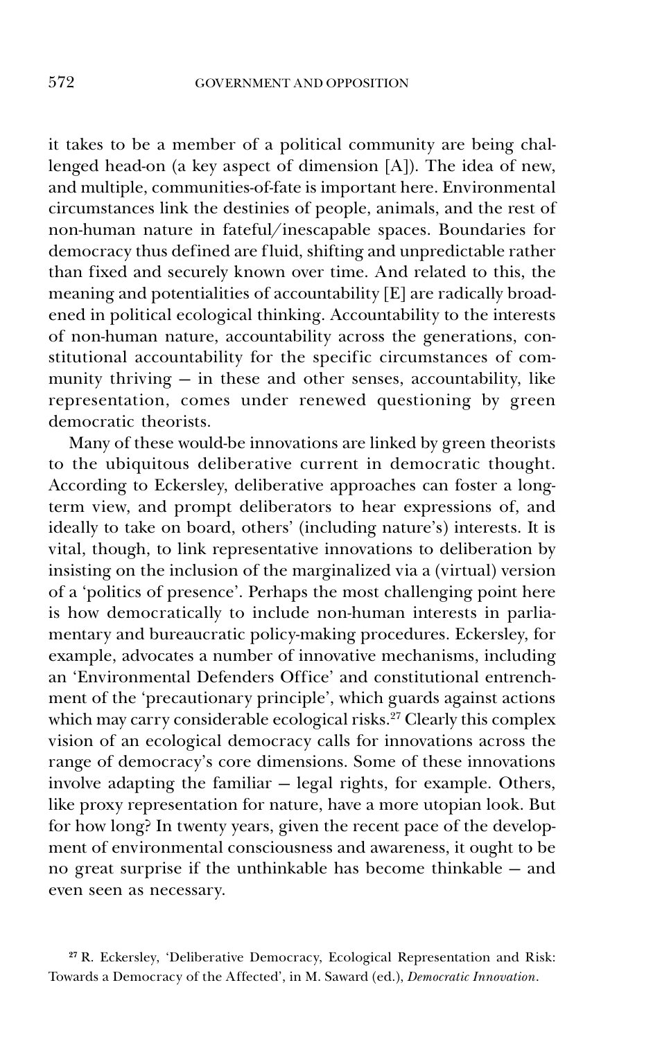it takes to be a member of a political community are being challenged head-on (a key aspect of dimension [A]). The idea of new, and multiple, communities-of-fate is important here. Environmental circumstances link the destinies of people, animals, and the rest of non-human nature in fateful/inescapable spaces. Boundaries for democracy thus defined are fluid, shifting and unpredictable rather than fixed and securely known over time. And related to this, the meaning and potentialities of accountability [E] are radically broadened in political ecological thinking. Accountability to the interests of non-human nature, accountability across the generations, constitutional accountability for the specific circumstances of community thriving – in these and other senses, accountability, like representation, comes under renewed questioning by green democratic theorists.

Many of these would-be innovations are linked by green theorists to the ubiquitous deliberative current in democratic thought. According to Eckersley, deliberative approaches can foster a long-term view, and prompt deliberators to hear expressions of, and ideally to take on board, others' (including nature's) interests. It is vital, though, to link representative innovations to deliberation by insisting on the inclusion of the marginalized via a (virtual) version of a 'politics of presence'. Perhaps the most challenging point here is how democratically to include non-human interests in parliamentary and bureaucratic policy-making procedures. Eckersley, for example, advocates a number of innovative mechanisms, including an 'Environmental Defenders Office' and constitutional entrenchment of the 'precautionary principle', which guards against actions which may carry considerable ecological risks.[27] Clearly this complex vision of an ecological democracy calls for innovations across the range of democracy's core dimensions. Some of these innovations involve adapting the familiar – legal rights, for example. Others, like proxy representation for nature, have a more utopian look. But for how long? In twenty years, given the recent pace of the development of environmental consciousness and awareness, it ought to be no great surprise if the unthinkable has become thinkable – and even seen as necessary.

[27] R. Eckersley, 'Deliberative Democracy, Ecological Representation and Risk: Towards a Democracy of the Affected', in M. Saward (ed.), *Democratic Innovation*.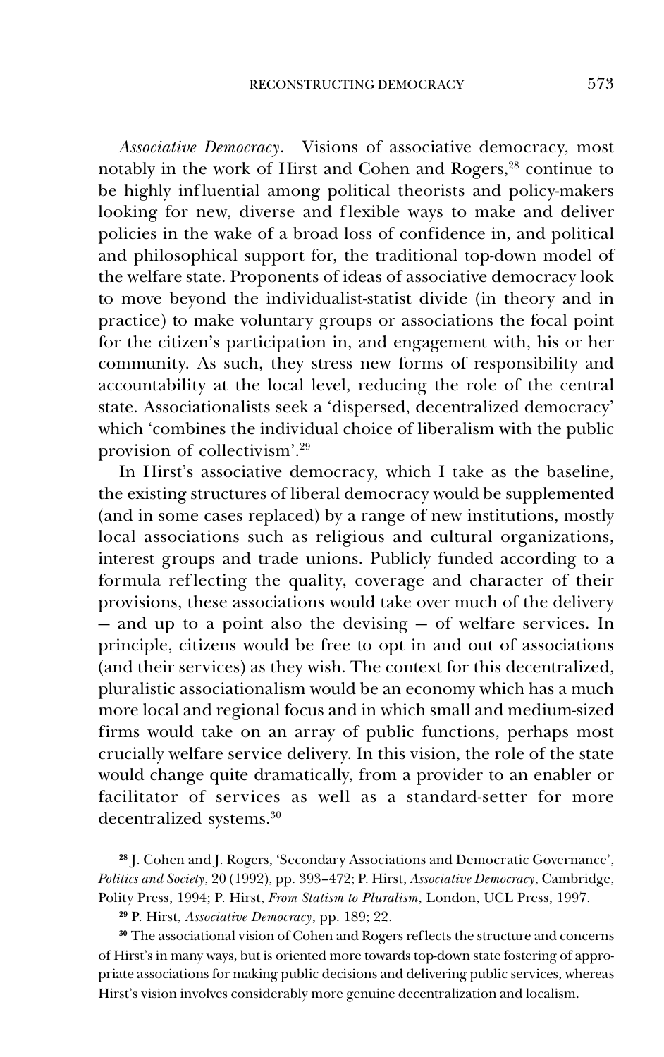*Associative Democracy*. Visions of associative democracy, most notably in the work of Hirst and Cohen and Rogers,[28] continue to be highly influential among political theorists and policy-makers looking for new, diverse and flexible ways to make and deliver policies in the wake of a broad loss of confidence in, and political and philosophical support for, the traditional top-down model of the welfare state. Proponents of ideas of associative democracy look to move beyond the individualist-statist divide (in theory and in practice) to make voluntary groups or associations the focal point for the citizen's participation in, and engagement with, his or her community. As such, they stress new forms of responsibility and accountability at the local level, reducing the role of the central state. Associationalists seek a 'dispersed, decentralized democracy' which 'combines the individual choice of liberalism with the public provision of collectivism'.[29]

In Hirst's associative democracy, which I take as the baseline, the existing structures of liberal democracy would be supplemented (and in some cases replaced) by a range of new institutions, mostly local associations such as religious and cultural organizations, interest groups and trade unions. Publicly funded according to a formula reflecting the quality, coverage and character of their provisions, these associations would take over much of the delivery – and up to a point also the devising – of welfare services. In principle, citizens would be free to opt in and out of associations (and their services) as they wish. The context for this decentralized, pluralistic associationalism would be an economy which has a much more local and regional focus and in which small and medium-sized firms would take on an array of public functions, perhaps most crucially welfare service delivery. In this vision, the role of the state would change quite dramatically, from a provider to an enabler or facilitator of services as well as a standard-setter for more decentralized systems.[30]

[28] J. Cohen and J. Rogers, 'Secondary Associations and Democratic Governance', *Politics and Society*, 20 (1992), pp. 393–472; P. Hirst, *Associative Democracy*, Cambridge, Polity Press, 1994; P. Hirst, *From Statism to Pluralism*, London, UCL Press, 1997.

[29] P. Hirst, *Associative Democracy*, pp. 189; 22.

[30] The associational vision of Cohen and Rogers reflects the structure and concerns of Hirst's in many ways, but is oriented more towards top-down state fostering of appropriate associations for making public decisions and delivering public services, whereas Hirst's vision involves considerably more genuine decentralization and localism.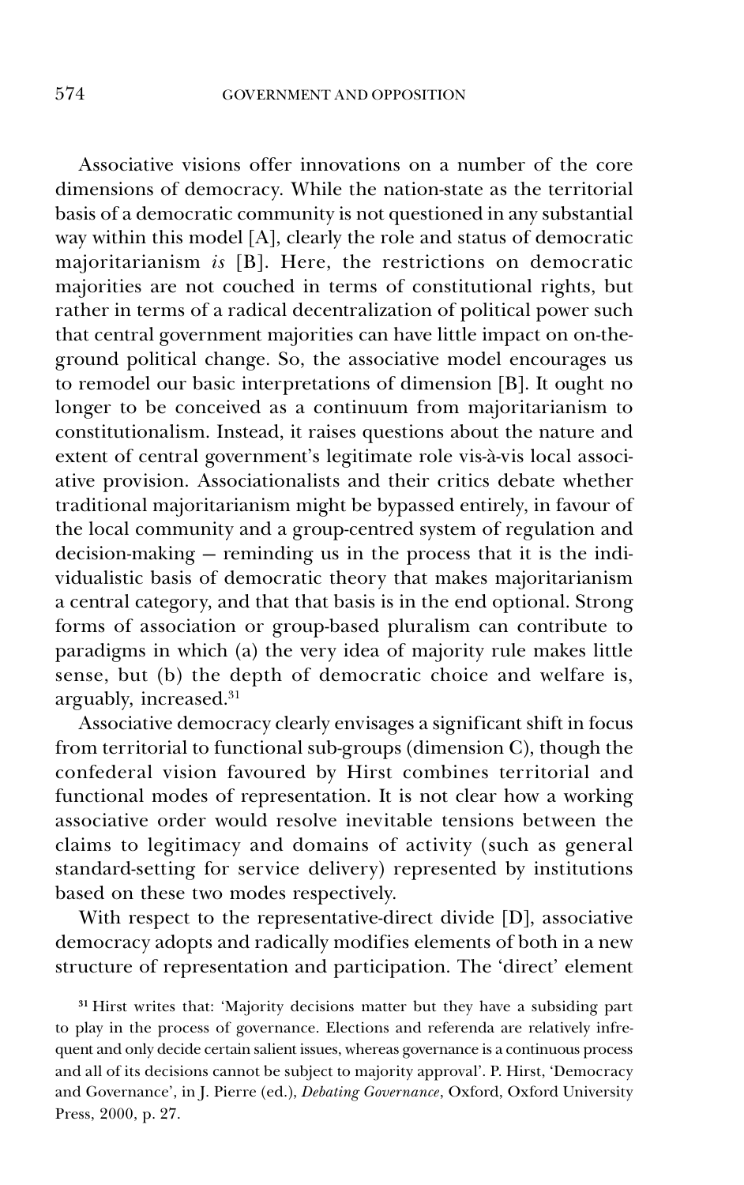Associative visions offer innovations on a number of the core dimensions of democracy. While the nation-state as the territorial basis of a democratic community is not questioned in any substantial way within this model [A], clearly the role and status of democratic majoritarianism *is* [B]. Here, the restrictions on democratic majorities are not couched in terms of constitutional rights, but rather in terms of a radical decentralization of political power such that central government majorities can have little impact on on-the-ground political change. So, the associative model encourages us to remodel our basic interpretations of dimension [B]. It ought no longer to be conceived as a continuum from majoritarianism to constitutionalism. Instead, it raises questions about the nature and extent of central government's legitimate role vis-à-vis local associative provision. Associationalists and their critics debate whether traditional majoritarianism might be bypassed entirely, in favour of the local community and a group-centred system of regulation and decision-making – reminding us in the process that it is the individualistic basis of democratic theory that makes majoritarianism a central category, and that that basis is in the end optional. Strong forms of association or group-based pluralism can contribute to paradigms in which (a) the very idea of majority rule makes little sense, but (b) the depth of democratic choice and welfare is, arguably, increased.[31]

Associative democracy clearly envisages a significant shift in focus from territorial to functional sub-groups (dimension C), though the confederal vision favoured by Hirst combines territorial and functional modes of representation. It is not clear how a working associative order would resolve inevitable tensions between the claims to legitimacy and domains of activity (such as general standard-setting for service delivery) represented by institutions based on these two modes respectively.

With respect to the representative-direct divide [D], associative democracy adopts and radically modifies elements of both in a new structure of representation and participation. The 'direct' element

[31] Hirst writes that: 'Majority decisions matter but they have a subsiding part to play in the process of governance. Elections and referenda are relatively infrequent and only decide certain salient issues, whereas governance is a continuous process and all of its decisions cannot be subject to majority approval'. P. Hirst, 'Democracy and Governance', in J. Pierre (ed.), *Debating Governance*, Oxford, Oxford University Press, 2000, p. 27.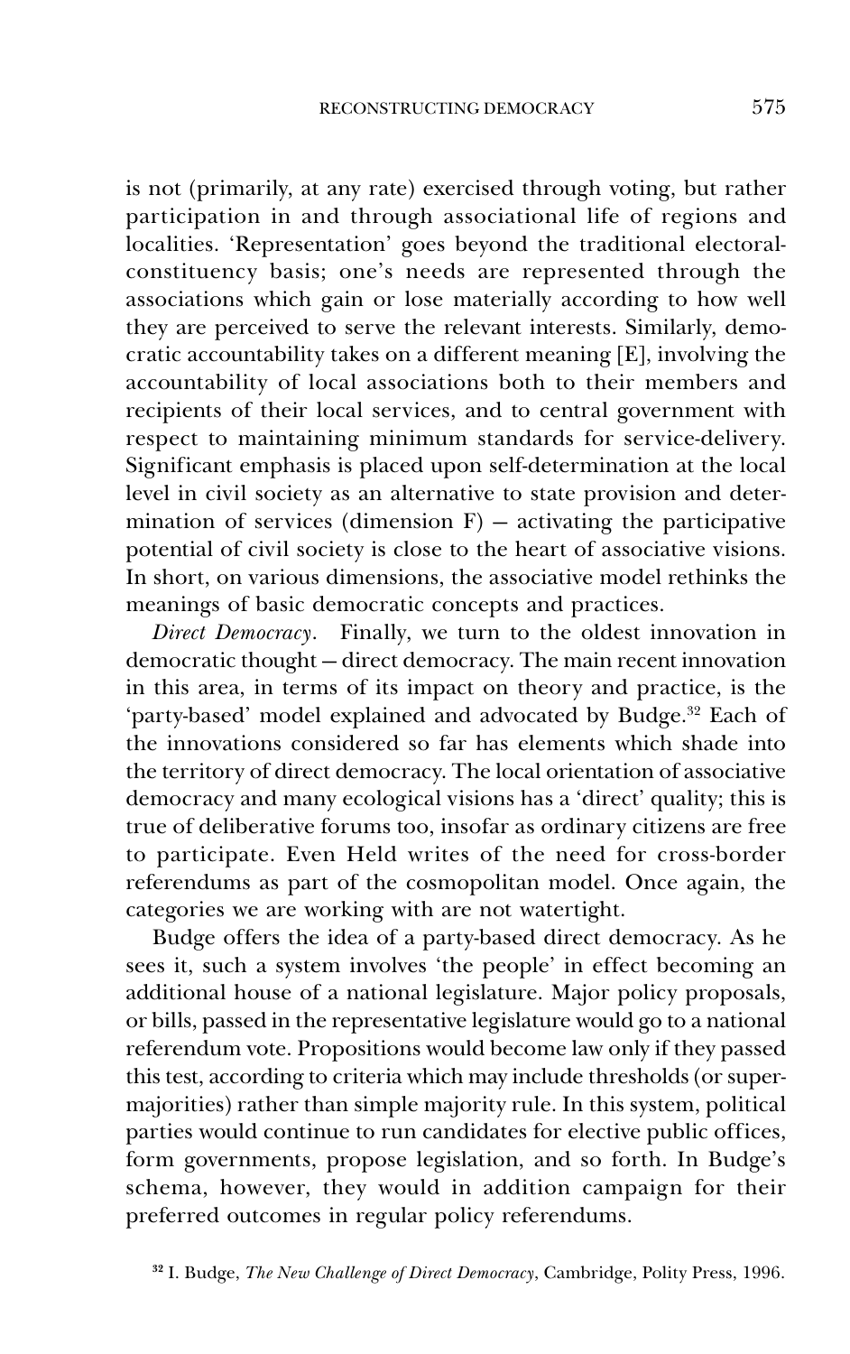is not (primarily, at any rate) exercised through voting, but rather participation in and through associational life of regions and localities. 'Representation' goes beyond the traditional electoral-constituency basis; one's needs are represented through the associations which gain or lose materially according to how well they are perceived to serve the relevant interests. Similarly, democratic accountability takes on a different meaning [E], involving the accountability of local associations both to their members and recipients of their local services, and to central government with respect to maintaining minimum standards for service-delivery. Significant emphasis is placed upon self-determination at the local level in civil society as an alternative to state provision and determination of services (dimension F) — activating the participative potential of civil society is close to the heart of associative visions. In short, on various dimensions, the associative model rethinks the meanings of basic democratic concepts and practices.

*Direct Democracy*. Finally, we turn to the oldest innovation in democratic thought — direct democracy. The main recent innovation in this area, in terms of its impact on theory and practice, is the 'party-based' model explained and advocated by Budge.[32] Each of the innovations considered so far has elements which shade into the territory of direct democracy. The local orientation of associative democracy and many ecological visions has a 'direct' quality; this is true of deliberative forums too, insofar as ordinary citizens are free to participate. Even Held writes of the need for cross-border referendums as part of the cosmopolitan model. Once again, the categories we are working with are not watertight.

Budge offers the idea of a party-based direct democracy. As he sees it, such a system involves 'the people' in effect becoming an additional house of a national legislature. Major policy proposals, or bills, passed in the representative legislature would go to a national referendum vote. Propositions would become law only if they passed this test, according to criteria which may include thresholds (or super-majorities) rather than simple majority rule. In this system, political parties would continue to run candidates for elective public offices, form governments, propose legislation, and so forth. In Budge's schema, however, they would in addition campaign for their preferred outcomes in regular policy referendums.

[32] I. Budge, *The New Challenge of Direct Democracy*, Cambridge, Polity Press, 1996.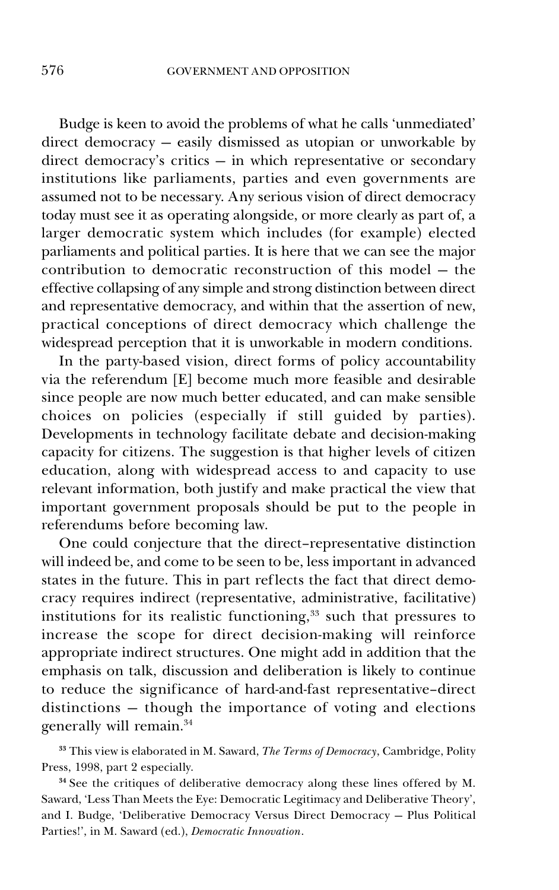Budge is keen to avoid the problems of what he calls 'unmediated' direct democracy – easily dismissed as utopian or unworkable by direct democracy's critics – in which representative or secondary institutions like parliaments, parties and even governments are assumed not to be necessary. Any serious vision of direct democracy today must see it as operating alongside, or more clearly as part of, a larger democratic system which includes (for example) elected parliaments and political parties. It is here that we can see the major contribution to democratic reconstruction of this model – the effective collapsing of any simple and strong distinction between direct and representative democracy, and within that the assertion of new, practical conceptions of direct democracy which challenge the widespread perception that it is unworkable in modern conditions.

In the party-based vision, direct forms of policy accountability via the referendum [E] become much more feasible and desirable since people are now much better educated, and can make sensible choices on policies (especially if still guided by parties). Developments in technology facilitate debate and decision-making capacity for citizens. The suggestion is that higher levels of citizen education, along with widespread access to and capacity to use relevant information, both justify and make practical the view that important government proposals should be put to the people in referendums before becoming law.

One could conjecture that the direct–representative distinction will indeed be, and come to be seen to be, less important in advanced states in the future. This in part reflects the fact that direct democracy requires indirect (representative, administrative, facilitative) institutions for its realistic functioning,[33] such that pressures to increase the scope for direct decision-making will reinforce appropriate indirect structures. One might add in addition that the emphasis on talk, discussion and deliberation is likely to continue to reduce the significance of hard-and-fast representative–direct distinctions – though the importance of voting and elections generally will remain.[34]

[33] This view is elaborated in M. Saward, *The Terms of Democracy*, Cambridge, Polity Press, 1998, part 2 especially.

[34] See the critiques of deliberative democracy along these lines offered by M. Saward, 'Less Than Meets the Eye: Democratic Legitimacy and Deliberative Theory', and I. Budge, 'Deliberative Democracy Versus Direct Democracy – Plus Political Parties!', in M. Saward (ed.), *Democratic Innovation*.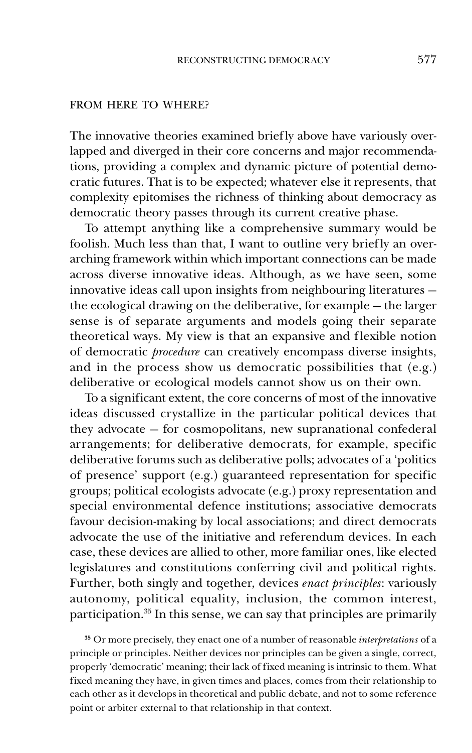## FROM HERE TO WHERE?

The innovative theories examined briefly above have variously overlapped and diverged in their core concerns and major recommendations, providing a complex and dynamic picture of potential democratic futures. That is to be expected; whatever else it represents, that complexity epitomises the richness of thinking about democracy as democratic theory passes through its current creative phase.

To attempt anything like a comprehensive summary would be foolish. Much less than that, I want to outline very briefly an overarching framework within which important connections can be made across diverse innovative ideas. Although, as we have seen, some innovative ideas call upon insights from neighbouring literatures — the ecological drawing on the deliberative, for example — the larger sense is of separate arguments and models going their separate theoretical ways. My view is that an expansive and flexible notion of democratic *procedure* can creatively encompass diverse insights, and in the process show us democratic possibilities that (e.g.) deliberative or ecological models cannot show us on their own.

To a significant extent, the core concerns of most of the innovative ideas discussed crystallize in the particular political devices that they advocate — for cosmopolitans, new supranational confederal arrangements; for deliberative democrats, for example, specific deliberative forums such as deliberative polls; advocates of a 'politics of presence' support (e.g.) guaranteed representation for specific groups; political ecologists advocate (e.g.) proxy representation and special environmental defence institutions; associative democrats favour decision-making by local associations; and direct democrats advocate the use of the initiative and referendum devices. In each case, these devices are allied to other, more familiar ones, like elected legislatures and constitutions conferring civil and political rights. Further, both singly and together, devices *enact principles*: variously autonomy, political equality, inclusion, the common interest, participation.[35] In this sense, we can say that principles are primarily

[35] Or more precisely, they enact one of a number of reasonable *interpretations* of a principle or principles. Neither devices nor principles can be given a single, correct, properly 'democratic' meaning; their lack of fixed meaning is intrinsic to them. What fixed meaning they have, in given times and places, comes from their relationship to each other as it develops in theoretical and public debate, and not to some reference point or arbiter external to that relationship in that context.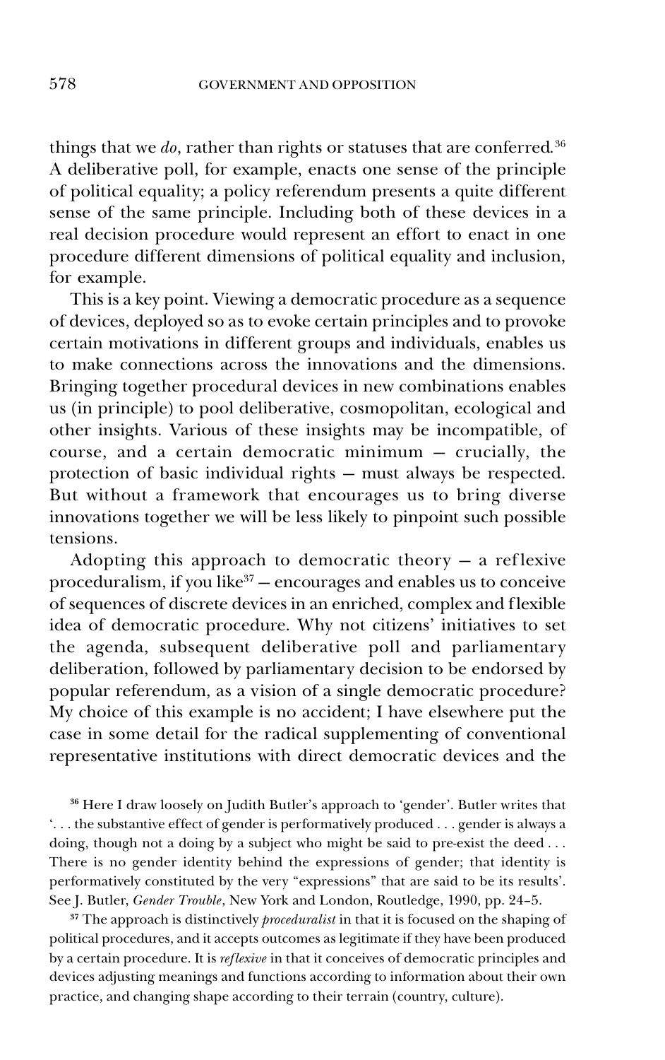things that we *do*, rather than rights or statuses that are conferred.[36] A deliberative poll, for example, enacts one sense of the principle of political equality; a policy referendum presents a quite different sense of the same principle. Including both of these devices in a real decision procedure would represent an effort to enact in one procedure different dimensions of political equality and inclusion, for example.

This is a key point. Viewing a democratic procedure as a sequence of devices, deployed so as to evoke certain principles and to provoke certain motivations in different groups and individuals, enables us to make connections across the innovations and the dimensions. Bringing together procedural devices in new combinations enables us (in principle) to pool deliberative, cosmopolitan, ecological and other insights. Various of these insights may be incompatible, of course, and a certain democratic minimum – crucially, the protection of basic individual rights – must always be respected. But without a framework that encourages us to bring diverse innovations together we will be less likely to pinpoint such possible tensions.

Adopting this approach to democratic theory – a reflexive proceduralism, if you like[37] – encourages and enables us to conceive of sequences of discrete devices in an enriched, complex and flexible idea of democratic procedure. Why not citizens' initiatives to set the agenda, subsequent deliberative poll and parliamentary deliberation, followed by parliamentary decision to be endorsed by popular referendum, as a vision of a single democratic procedure? My choice of this example is no accident; I have elsewhere put the case in some detail for the radical supplementing of conventional representative institutions with direct democratic devices and the

[36] Here I draw loosely on Judith Butler's approach to 'gender'. Butler writes that '. . . the substantive effect of gender is performatively produced . . . gender is always a doing, though not a doing by a subject who might be said to pre-exist the deed . . . There is no gender identity behind the expressions of gender; that identity is performatively constituted by the very "expressions" that are said to be its results'. See J. Butler, *Gender Trouble*, New York and London, Routledge, 1990, pp. 24–5.

[37] The approach is distinctively *proceduralist* in that it is focused on the shaping of political procedures, and it accepts outcomes as legitimate if they have been produced by a certain procedure. It is *reflexive* in that it conceives of democratic principles and devices adjusting meanings and functions according to information about their own practice, and changing shape according to their terrain (country, culture).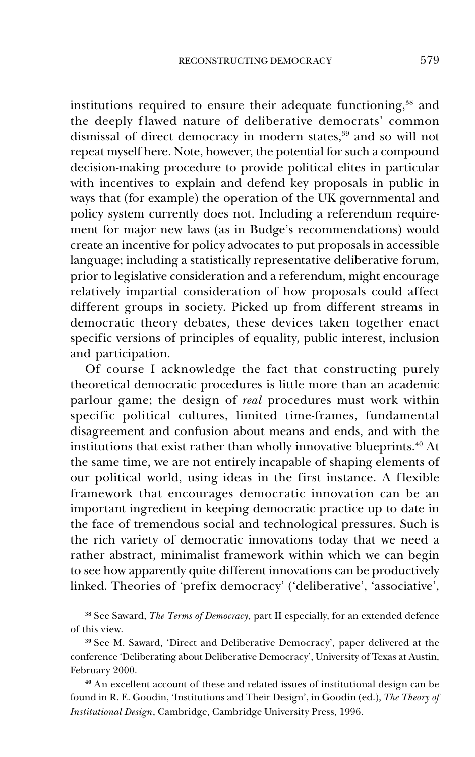institutions required to ensure their adequate functioning,[38] and the deeply flawed nature of deliberative democrats' common dismissal of direct democracy in modern states,[39] and so will not repeat myself here. Note, however, the potential for such a compound decision-making procedure to provide political elites in particular with incentives to explain and defend key proposals in public in ways that (for example) the operation of the UK governmental and policy system currently does not. Including a referendum requirement for major new laws (as in Budge's recommendations) would create an incentive for policy advocates to put proposals in accessible language; including a statistically representative deliberative forum, prior to legislative consideration and a referendum, might encourage relatively impartial consideration of how proposals could affect different groups in society. Picked up from different streams in democratic theory debates, these devices taken together enact specific versions of principles of equality, public interest, inclusion and participation.

Of course I acknowledge the fact that constructing purely theoretical democratic procedures is little more than an academic parlour game; the design of *real* procedures must work within specific political cultures, limited time-frames, fundamental disagreement and confusion about means and ends, and with the institutions that exist rather than wholly innovative blueprints.[40] At the same time, we are not entirely incapable of shaping elements of our political world, using ideas in the first instance. A flexible framework that encourages democratic innovation can be an important ingredient in keeping democratic practice up to date in the face of tremendous social and technological pressures. Such is the rich variety of democratic innovations today that we need a rather abstract, minimalist framework within which we can begin to see how apparently quite different innovations can be productively linked. Theories of 'prefix democracy' ('deliberative', 'associative',

[38] See Saward, *The Terms of Democracy*, part II especially, for an extended defence of this view.

[39] See M. Saward, 'Direct and Deliberative Democracy', paper delivered at the conference 'Deliberating about Deliberative Democracy', University of Texas at Austin, February 2000.

[40] An excellent account of these and related issues of institutional design can be found in R. E. Goodin, 'Institutions and Their Design', in Goodin (ed.), *The Theory of Institutional Design*, Cambridge, Cambridge University Press, 1996.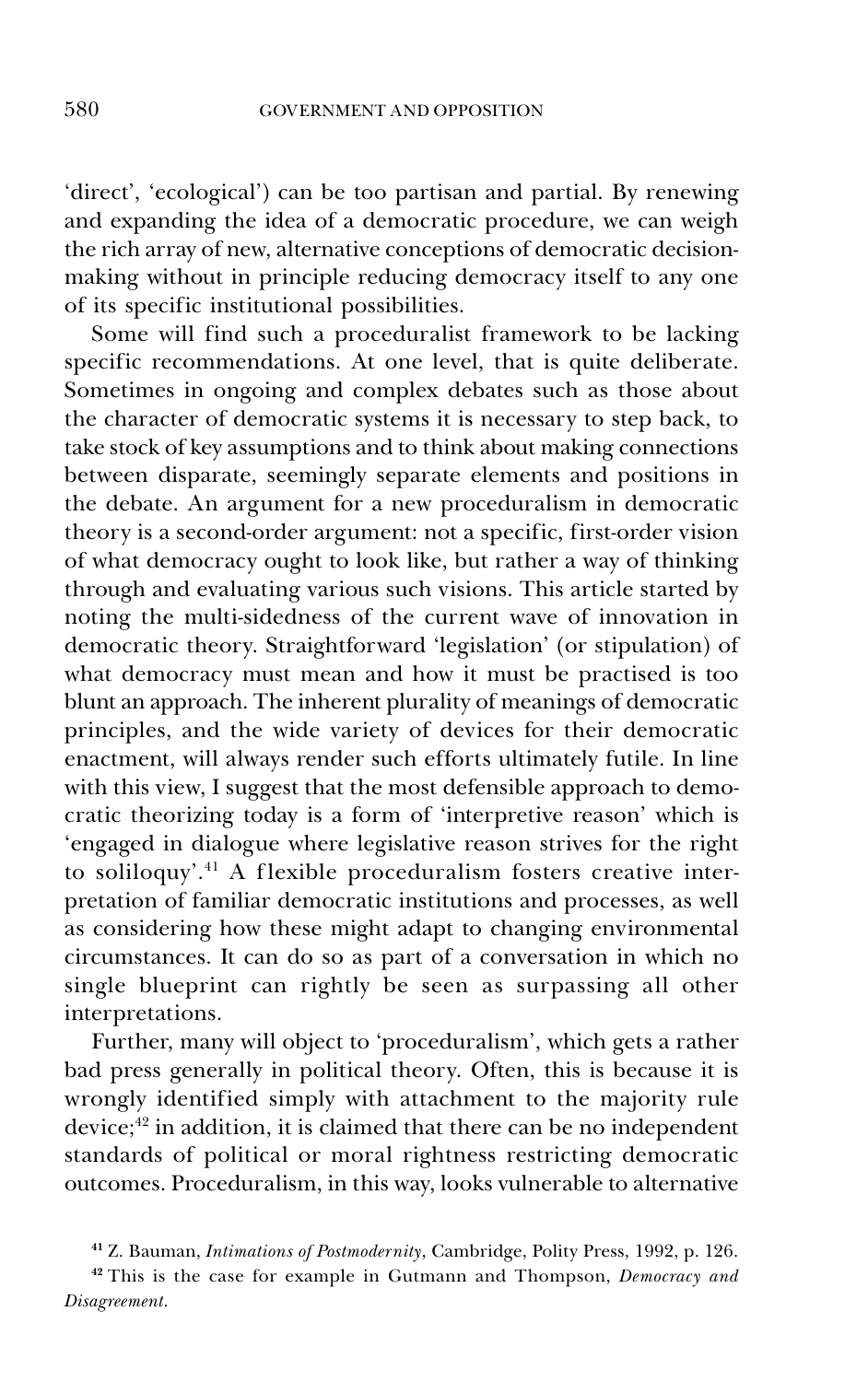'direct', 'ecological') can be too partisan and partial. By renewing and expanding the idea of a democratic procedure, we can weigh the rich array of new, alternative conceptions of democratic decision-making without in principle reducing democracy itself to any one of its specific institutional possibilities.

Some will find such a proceduralist framework to be lacking specific recommendations. At one level, that is quite deliberate. Sometimes in ongoing and complex debates such as those about the character of democratic systems it is necessary to step back, to take stock of key assumptions and to think about making connections between disparate, seemingly separate elements and positions in the debate. An argument for a new proceduralism in democratic theory is a second-order argument: not a specific, first-order vision of what democracy ought to look like, but rather a way of thinking through and evaluating various such visions. This article started by noting the multi-sidedness of the current wave of innovation in democratic theory. Straightforward 'legislation' (or stipulation) of what democracy must mean and how it must be practised is too blunt an approach. The inherent plurality of meanings of democratic principles, and the wide variety of devices for their democratic enactment, will always render such efforts ultimately futile. In line with this view, I suggest that the most defensible approach to democratic theorizing today is a form of 'interpretive reason' which is 'engaged in dialogue where legislative reason strives for the right to soliloquy'.[41] A flexible proceduralism fosters creative interpretation of familiar democratic institutions and processes, as well as considering how these might adapt to changing environmental circumstances. It can do so as part of a conversation in which no single blueprint can rightly be seen as surpassing all other interpretations.

Further, many will object to 'proceduralism', which gets a rather bad press generally in political theory. Often, this is because it is wrongly identified simply with attachment to the majority rule device;[42] in addition, it is claimed that there can be no independent standards of political or moral rightness restricting democratic outcomes. Proceduralism, in this way, looks vulnerable to alternative

[41] Z. Bauman, *Intimations of Postmodernity*, Cambridge, Polity Press, 1992, p. 126.

[42] This is the case for example in Gutmann and Thompson, *Democracy and Disagreement*.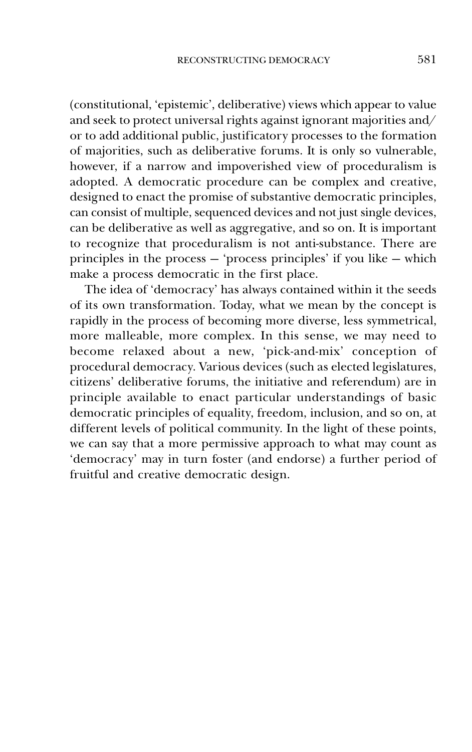(constitutional, 'epistemic', deliberative) views which appear to value and seek to protect universal rights against ignorant majorities and/ or to add additional public, justificatory processes to the formation of majorities, such as deliberative forums. It is only so vulnerable, however, if a narrow and impoverished view of proceduralism is adopted. A democratic procedure can be complex and creative, designed to enact the promise of substantive democratic principles, can consist of multiple, sequenced devices and not just single devices, can be deliberative as well as aggregative, and so on. It is important to recognize that proceduralism is not anti-substance. There are principles in the process – 'process principles' if you like – which make a process democratic in the first place.

The idea of 'democracy' has always contained within it the seeds of its own transformation. Today, what we mean by the concept is rapidly in the process of becoming more diverse, less symmetrical, more malleable, more complex. In this sense, we may need to become relaxed about a new, 'pick-and-mix' conception of procedural democracy. Various devices (such as elected legislatures, citizens' deliberative forums, the initiative and referendum) are in principle available to enact particular understandings of basic democratic principles of equality, freedom, inclusion, and so on, at different levels of political community. In the light of these points, we can say that a more permissive approach to what may count as 'democracy' may in turn foster (and endorse) a further period of fruitful and creative democratic design.